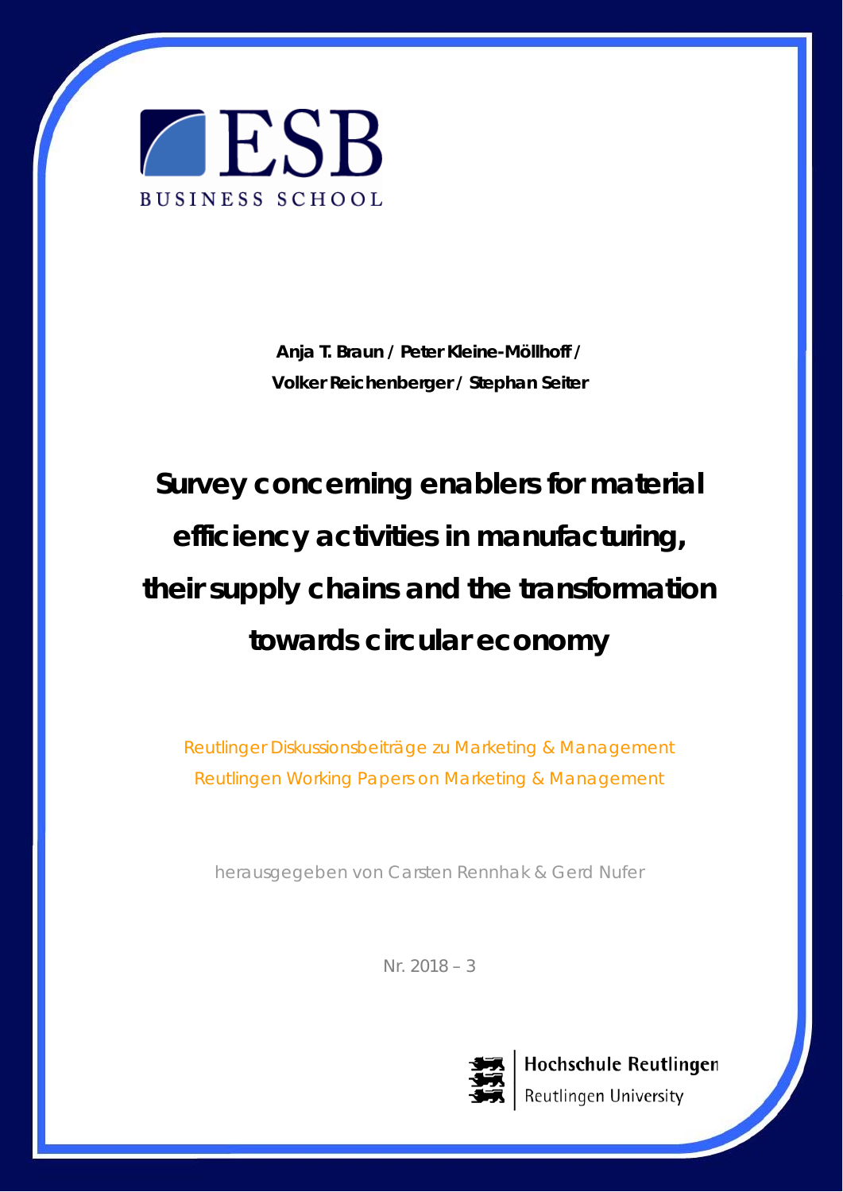ESB BUSINESS SCHOOL

**Anja T. Braun / Peter Kleine-Möllhoff /**
**Volker Reichenberger / Stephan Seiter**

# Survey concerning enablers for material efficiency activities in manufacturing, their supply chains and the transformation towards circular economy

Reutlinger Diskussionsbeiträge zu Marketing & Management
Reutlingen Working Papers on Marketing & Management

herausgegeben von Carsten Rennhak & Gerd Nufer

Nr. 2018 – 3

Hochschule Reutlingen
Reutlingen University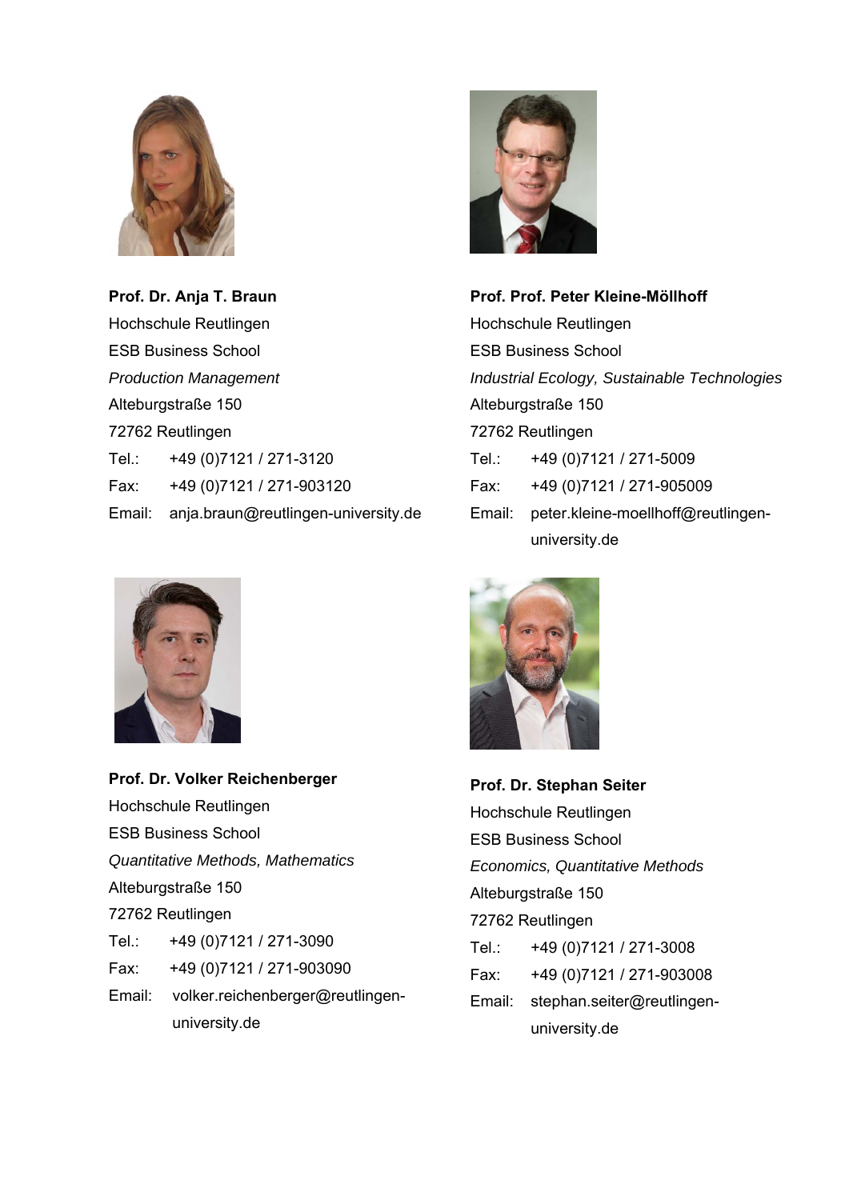**Prof. Dr. Anja T. Braun**
Hochschule Reutlingen
ESB Business School
*Production Management*
Alteburgstraße 150
72762 Reutlingen
Tel.: +49 (0)7121 / 271-3120
Fax: +49 (0)7121 / 271-903120
Email: anja.braun@reutlingen-university.de

**Prof. Prof. Peter Kleine-Möllhoff**
Hochschule Reutlingen
ESB Business School
*Industrial Ecology, Sustainable Technologies*
Alteburgstraße 150
72762 Reutlingen
Tel.: +49 (0)7121 / 271-5009
Fax: +49 (0)7121 / 271-905009
Email: peter.kleine-moellhoff@reutlingen-university.de

**Prof. Dr. Volker Reichenberger**
Hochschule Reutlingen
ESB Business School
*Quantitative Methods, Mathematics*
Alteburgstraße 150
72762 Reutlingen
Tel.: +49 (0)7121 / 271-3090
Fax: +49 (0)7121 / 271-903090
Email: volker.reichenberger@reutlingen-university.de

**Prof. Dr. Stephan Seiter**
Hochschule Reutlingen
ESB Business School
*Economics, Quantitative Methods*
Alteburgstraße 150
72762 Reutlingen
Tel.: +49 (0)7121 / 271-3008
Fax: +49 (0)7121 / 271-903008
Email: stephan.seiter@reutlingen-university.de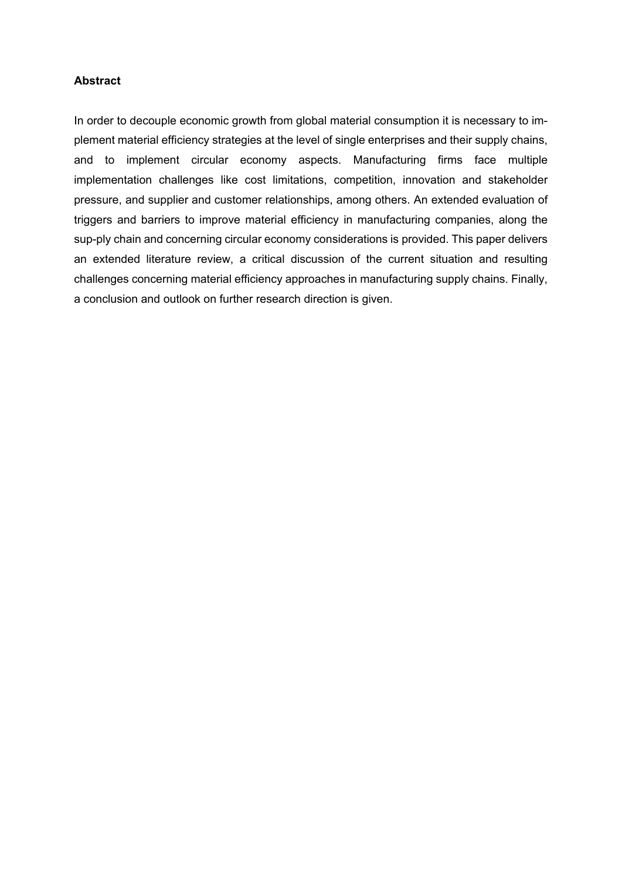**Abstract**

In order to decouple economic growth from global material consumption it is necessary to implement material efficiency strategies at the level of single enterprises and their supply chains, and to implement circular economy aspects. Manufacturing firms face multiple implementation challenges like cost limitations, competition, innovation and stakeholder pressure, and supplier and customer relationships, among others. An extended evaluation of triggers and barriers to improve material efficiency in manufacturing companies, along the sup-ply chain and concerning circular economy considerations is provided. This paper delivers an extended literature review, a critical discussion of the current situation and resulting challenges concerning material efficiency approaches in manufacturing supply chains. Finally, a conclusion and outlook on further research direction is given.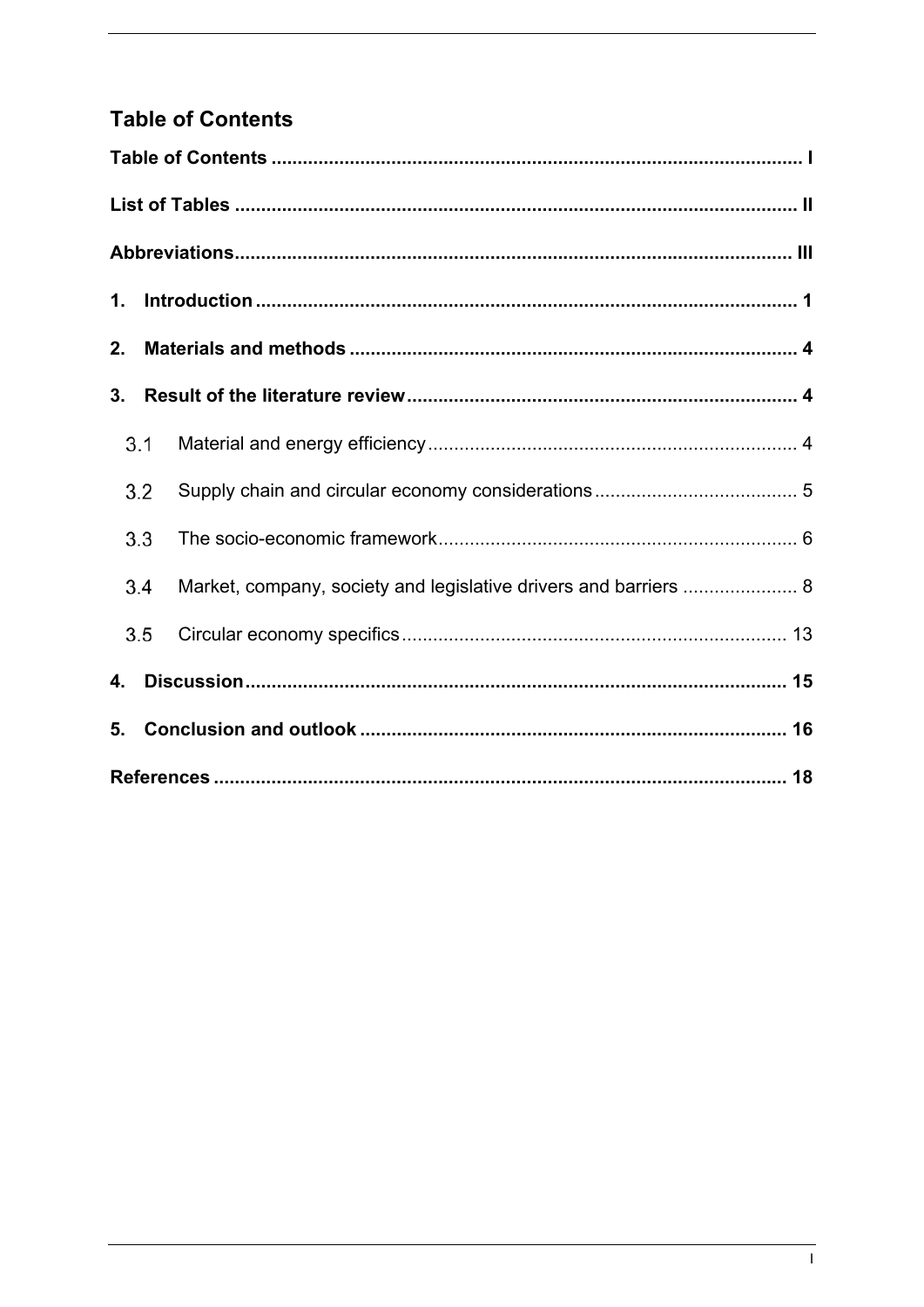## Table of Contents

**Table of Contents** .................................................................................................... **I**

**List of Tables** .......................................................................................................... **II**

**Abbreviations**......................................................................................................... **III**

**1. Introduction** ...................................................................................................... **1**

**2. Materials and methods** ..................................................................................... **4**

**3. Result of the literature review**.......................................................................... **4**

3.1 Material and energy efficiency...................................................................... 4

3.2 Supply chain and circular economy considerations...................................... 5

3.3 The socio-economic framework.................................................................... 6

3.4 Market, company, society and legislative drivers and barriers ..................... 8

3.5 Circular economy specifics......................................................................... 13

**4. Discussion**....................................................................................................... **15**

**5. Conclusion and outlook** ................................................................................. **16**

**References** ............................................................................................................. **18**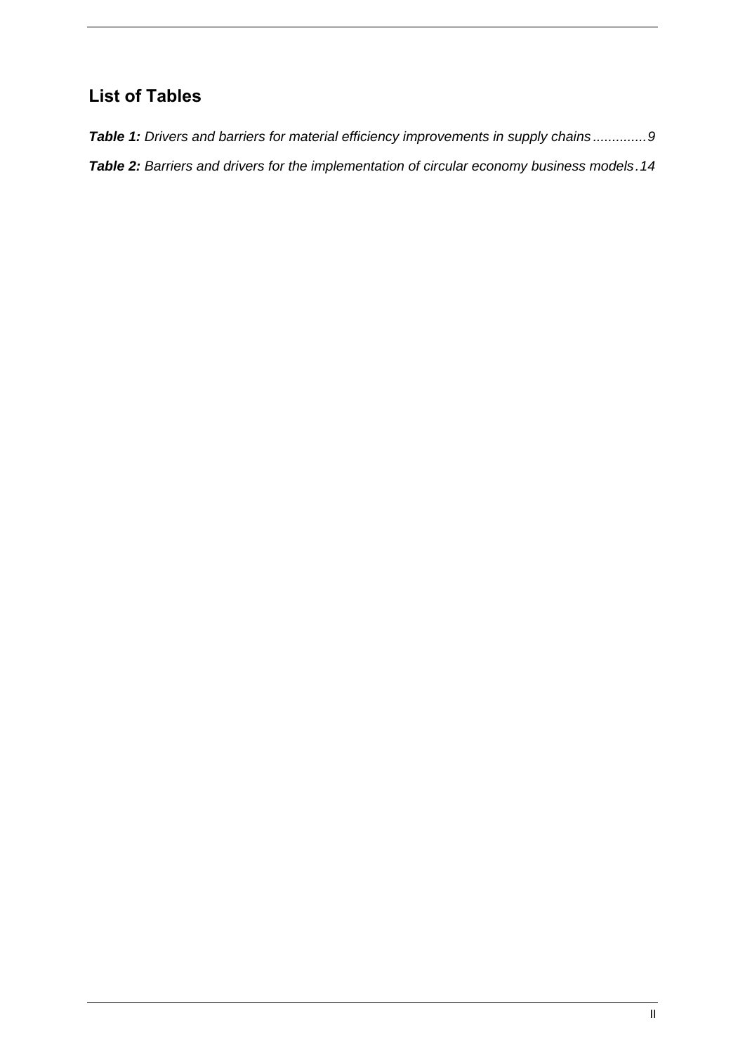## List of Tables

***Table 1:*** *Drivers and barriers for material efficiency improvements in supply chains .............9*

***Table 2:*** *Barriers and drivers for the implementation of circular economy business models .14*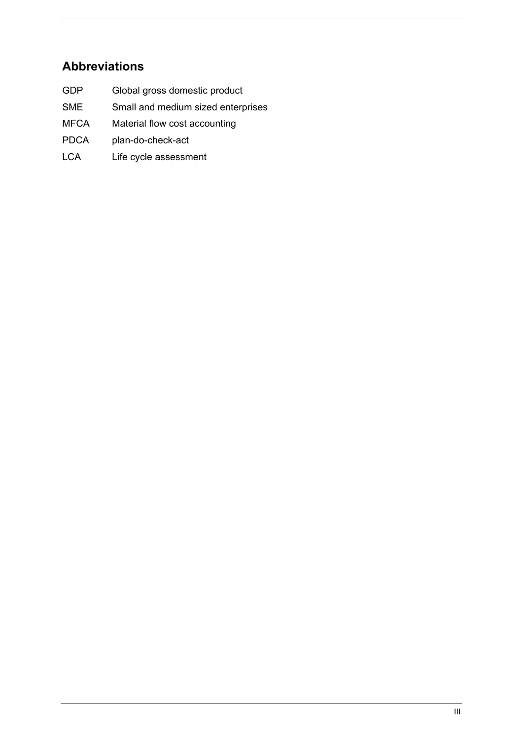## Abbreviations

| | |
|---|---|
| GDP | Global gross domestic product |
| SME | Small and medium sized enterprises |
| MFCA | Material flow cost accounting |
| PDCA | plan-do-check-act |
| LCA | Life cycle assessment |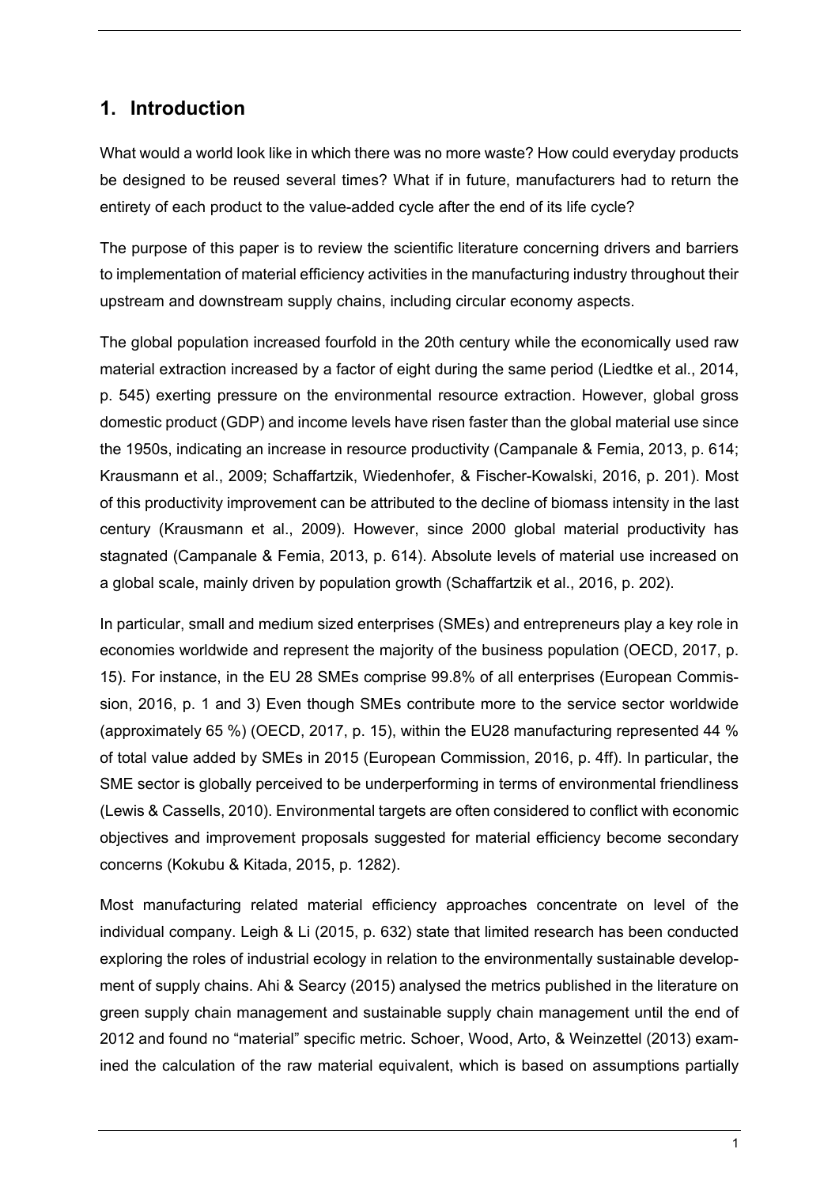## 1. Introduction

What would a world look like in which there was no more waste? How could everyday products be designed to be reused several times? What if in future, manufacturers had to return the entirety of each product to the value-added cycle after the end of its life cycle?

The purpose of this paper is to review the scientific literature concerning drivers and barriers to implementation of material efficiency activities in the manufacturing industry throughout their upstream and downstream supply chains, including circular economy aspects.

The global population increased fourfold in the 20th century while the economically used raw material extraction increased by a factor of eight during the same period (Liedtke et al., 2014, p. 545) exerting pressure on the environmental resource extraction. However, global gross domestic product (GDP) and income levels have risen faster than the global material use since the 1950s, indicating an increase in resource productivity (Campanale & Femia, 2013, p. 614; Krausmann et al., 2009; Schaffartzik, Wiedenhofer, & Fischer-Kowalski, 2016, p. 201). Most of this productivity improvement can be attributed to the decline of biomass intensity in the last century (Krausmann et al., 2009). However, since 2000 global material productivity has stagnated (Campanale & Femia, 2013, p. 614). Absolute levels of material use increased on a global scale, mainly driven by population growth (Schaffartzik et al., 2016, p. 202).

In particular, small and medium sized enterprises (SMEs) and entrepreneurs play a key role in economies worldwide and represent the majority of the business population (OECD, 2017, p. 15). For instance, in the EU 28 SMEs comprise 99.8% of all enterprises (European Commission, 2016, p. 1 and 3) Even though SMEs contribute more to the service sector worldwide (approximately 65 %) (OECD, 2017, p. 15), within the EU28 manufacturing represented 44 % of total value added by SMEs in 2015 (European Commission, 2016, p. 4ff). In particular, the SME sector is globally perceived to be underperforming in terms of environmental friendliness (Lewis & Cassells, 2010). Environmental targets are often considered to conflict with economic objectives and improvement proposals suggested for material efficiency become secondary concerns (Kokubu & Kitada, 2015, p. 1282).

Most manufacturing related material efficiency approaches concentrate on level of the individual company. Leigh & Li (2015, p. 632) state that limited research has been conducted exploring the roles of industrial ecology in relation to the environmentally sustainable development of supply chains. Ahi & Searcy (2015) analysed the metrics published in the literature on green supply chain management and sustainable supply chain management until the end of 2012 and found no "material" specific metric. Schoer, Wood, Arto, & Weinzettel (2013) examined the calculation of the raw material equivalent, which is based on assumptions partially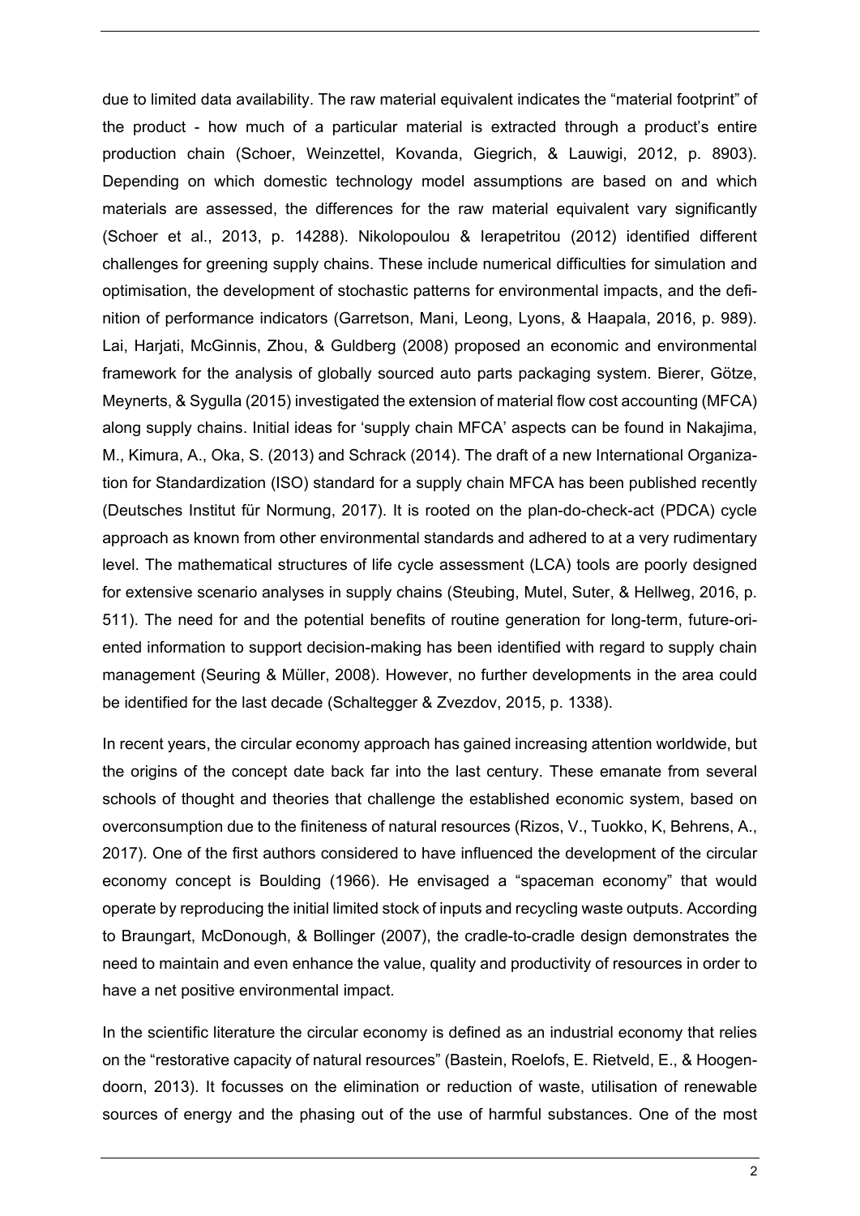due to limited data availability. The raw material equivalent indicates the "material footprint" of the product - how much of a particular material is extracted through a product's entire production chain (Schoer, Weinzettel, Kovanda, Giegrich, & Lauwigi, 2012, p. 8903). Depending on which domestic technology model assumptions are based on and which materials are assessed, the differences for the raw material equivalent vary significantly (Schoer et al., 2013, p. 14288). Nikolopoulou & Ierapetritou (2012) identified different challenges for greening supply chains. These include numerical difficulties for simulation and optimisation, the development of stochastic patterns for environmental impacts, and the definition of performance indicators (Garretson, Mani, Leong, Lyons, & Haapala, 2016, p. 989). Lai, Harjati, McGinnis, Zhou, & Guldberg (2008) proposed an economic and environmental framework for the analysis of globally sourced auto parts packaging system. Bierer, Götze, Meynerts, & Sygulla (2015) investigated the extension of material flow cost accounting (MFCA) along supply chains. Initial ideas for 'supply chain MFCA' aspects can be found in Nakajima, M., Kimura, A., Oka, S. (2013) and Schrack (2014). The draft of a new International Organization for Standardization (ISO) standard for a supply chain MFCA has been published recently (Deutsches Institut für Normung, 2017). It is rooted on the plan-do-check-act (PDCA) cycle approach as known from other environmental standards and adhered to at a very rudimentary level. The mathematical structures of life cycle assessment (LCA) tools are poorly designed for extensive scenario analyses in supply chains (Steubing, Mutel, Suter, & Hellweg, 2016, p. 511). The need for and the potential benefits of routine generation for long-term, future-oriented information to support decision-making has been identified with regard to supply chain management (Seuring & Müller, 2008). However, no further developments in the area could be identified for the last decade (Schaltegger & Zvezdov, 2015, p. 1338).

In recent years, the circular economy approach has gained increasing attention worldwide, but the origins of the concept date back far into the last century. These emanate from several schools of thought and theories that challenge the established economic system, based on overconsumption due to the finiteness of natural resources (Rizos, V., Tuokko, K, Behrens, A., 2017). One of the first authors considered to have influenced the development of the circular economy concept is Boulding (1966). He envisaged a "spaceman economy" that would operate by reproducing the initial limited stock of inputs and recycling waste outputs. According to Braungart, McDonough, & Bollinger (2007), the cradle-to-cradle design demonstrates the need to maintain and even enhance the value, quality and productivity of resources in order to have a net positive environmental impact.

In the scientific literature the circular economy is defined as an industrial economy that relies on the "restorative capacity of natural resources" (Bastein, Roelofs, E. Rietveld, E., & Hoogendoorn, 2013). It focusses on the elimination or reduction of waste, utilisation of renewable sources of energy and the phasing out of the use of harmful substances. One of the most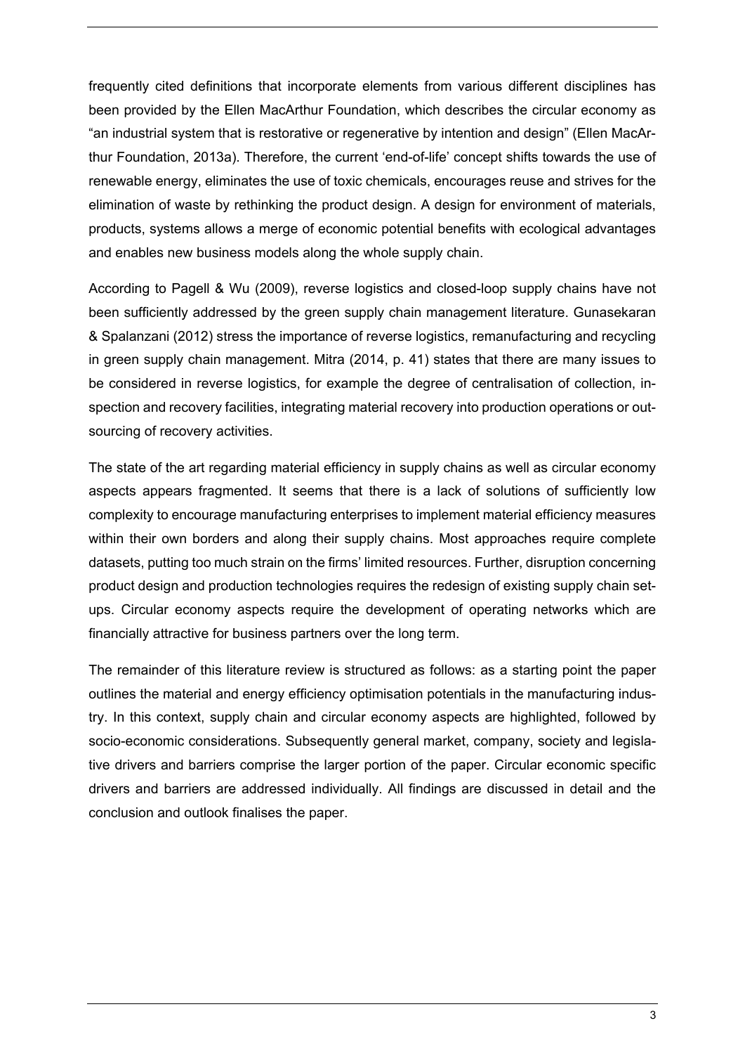frequently cited definitions that incorporate elements from various different disciplines has been provided by the Ellen MacArthur Foundation, which describes the circular economy as "an industrial system that is restorative or regenerative by intention and design" (Ellen MacArthur Foundation, 2013a). Therefore, the current 'end-of-life' concept shifts towards the use of renewable energy, eliminates the use of toxic chemicals, encourages reuse and strives for the elimination of waste by rethinking the product design. A design for environment of materials, products, systems allows a merge of economic potential benefits with ecological advantages and enables new business models along the whole supply chain.

According to Pagell & Wu (2009), reverse logistics and closed-loop supply chains have not been sufficiently addressed by the green supply chain management literature. Gunasekaran & Spalanzani (2012) stress the importance of reverse logistics, remanufacturing and recycling in green supply chain management. Mitra (2014, p. 41) states that there are many issues to be considered in reverse logistics, for example the degree of centralisation of collection, inspection and recovery facilities, integrating material recovery into production operations or outsourcing of recovery activities.

The state of the art regarding material efficiency in supply chains as well as circular economy aspects appears fragmented. It seems that there is a lack of solutions of sufficiently low complexity to encourage manufacturing enterprises to implement material efficiency measures within their own borders and along their supply chains. Most approaches require complete datasets, putting too much strain on the firms' limited resources. Further, disruption concerning product design and production technologies requires the redesign of existing supply chain setups. Circular economy aspects require the development of operating networks which are financially attractive for business partners over the long term.

The remainder of this literature review is structured as follows: as a starting point the paper outlines the material and energy efficiency optimisation potentials in the manufacturing industry. In this context, supply chain and circular economy aspects are highlighted, followed by socio-economic considerations. Subsequently general market, company, society and legislative drivers and barriers comprise the larger portion of the paper. Circular economic specific drivers and barriers are addressed individually. All findings are discussed in detail and the conclusion and outlook finalises the paper.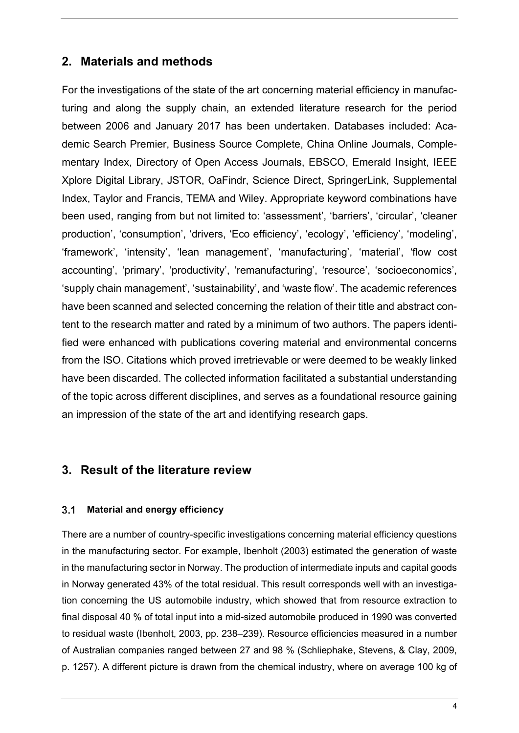## 2. Materials and methods

For the investigations of the state of the art concerning material efficiency in manufacturing and along the supply chain, an extended literature research for the period between 2006 and January 2017 has been undertaken. Databases included: Academic Search Premier, Business Source Complete, China Online Journals, Complementary Index, Directory of Open Access Journals, EBSCO, Emerald Insight, IEEE Xplore Digital Library, JSTOR, OaFindr, Science Direct, SpringerLink, Supplemental Index, Taylor and Francis, TEMA and Wiley. Appropriate keyword combinations have been used, ranging from but not limited to: 'assessment', 'barriers', 'circular', 'cleaner production', 'consumption', 'drivers, 'Eco efficiency', 'ecology', 'efficiency', 'modeling', 'framework', 'intensity', 'lean management', 'manufacturing', 'material', 'flow cost accounting', 'primary', 'productivity', 'remanufacturing', 'resource', 'socioeconomics', 'supply chain management', 'sustainability', and 'waste flow'. The academic references have been scanned and selected concerning the relation of their title and abstract content to the research matter and rated by a minimum of two authors. The papers identified were enhanced with publications covering material and environmental concerns from the ISO. Citations which proved irretrievable or were deemed to be weakly linked have been discarded. The collected information facilitated a substantial understanding of the topic across different disciplines, and serves as a foundational resource gaining an impression of the state of the art and identifying research gaps.

## 3. Result of the literature review

### 3.1 Material and energy efficiency

There are a number of country-specific investigations concerning material efficiency questions in the manufacturing sector. For example, Ibenholt (2003) estimated the generation of waste in the manufacturing sector in Norway. The production of intermediate inputs and capital goods in Norway generated 43% of the total residual. This result corresponds well with an investigation concerning the US automobile industry, which showed that from resource extraction to final disposal 40 % of total input into a mid-sized automobile produced in 1990 was converted to residual waste (Ibenholt, 2003, pp. 238–239). Resource efficiencies measured in a number of Australian companies ranged between 27 and 98 % (Schliephake, Stevens, & Clay, 2009, p. 1257). A different picture is drawn from the chemical industry, where on average 100 kg of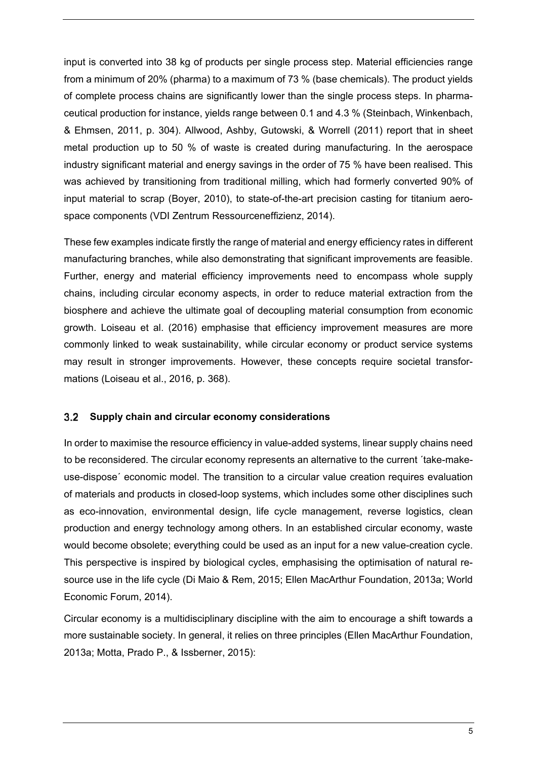input is converted into 38 kg of products per single process step. Material efficiencies range from a minimum of 20% (pharma) to a maximum of 73 % (base chemicals). The product yields of complete process chains are significantly lower than the single process steps. In pharmaceutical production for instance, yields range between 0.1 and 4.3 % (Steinbach, Winkenbach, & Ehmsen, 2011, p. 304). Allwood, Ashby, Gutowski, & Worrell (2011) report that in sheet metal production up to 50 % of waste is created during manufacturing. In the aerospace industry significant material and energy savings in the order of 75 % have been realised. This was achieved by transitioning from traditional milling, which had formerly converted 90% of input material to scrap (Boyer, 2010), to state-of-the-art precision casting for titanium aerospace components (VDI Zentrum Ressourceneffizienz, 2014).

These few examples indicate firstly the range of material and energy efficiency rates in different manufacturing branches, while also demonstrating that significant improvements are feasible. Further, energy and material efficiency improvements need to encompass whole supply chains, including circular economy aspects, in order to reduce material extraction from the biosphere and achieve the ultimate goal of decoupling material consumption from economic growth. Loiseau et al. (2016) emphasise that efficiency improvement measures are more commonly linked to weak sustainability, while circular economy or product service systems may result in stronger improvements. However, these concepts require societal transformations (Loiseau et al., 2016, p. 368).

## 3.2 Supply chain and circular economy considerations

In order to maximise the resource efficiency in value-added systems, linear supply chains need to be reconsidered. The circular economy represents an alternative to the current ´take-make-use-dispose´ economic model. The transition to a circular value creation requires evaluation of materials and products in closed-loop systems, which includes some other disciplines such as eco-innovation, environmental design, life cycle management, reverse logistics, clean production and energy technology among others. In an established circular economy, waste would become obsolete; everything could be used as an input for a new value-creation cycle. This perspective is inspired by biological cycles, emphasising the optimisation of natural resource use in the life cycle (Di Maio & Rem, 2015; Ellen MacArthur Foundation, 2013a; World Economic Forum, 2014).

Circular economy is a multidisciplinary discipline with the aim to encourage a shift towards a more sustainable society. In general, it relies on three principles (Ellen MacArthur Foundation, 2013a; Motta, Prado P., & Issberner, 2015):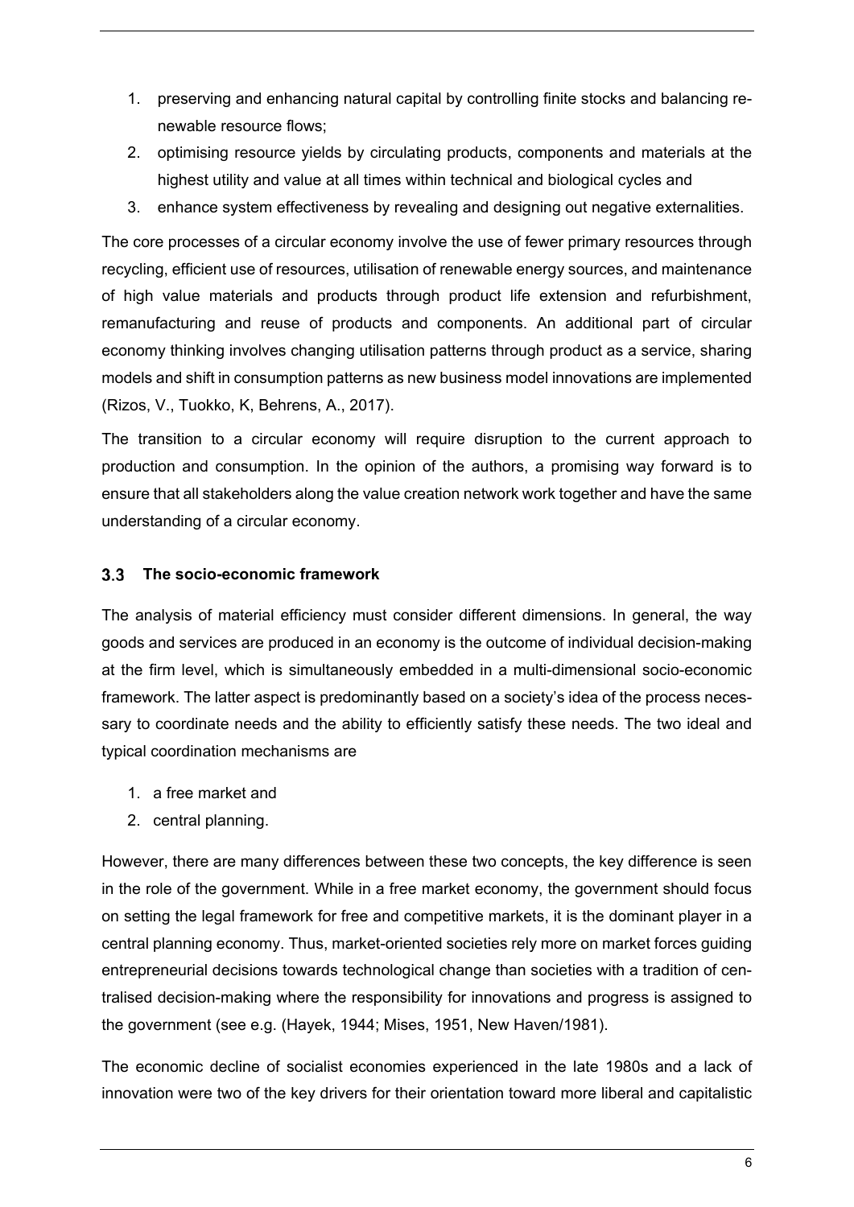1. preserving and enhancing natural capital by controlling finite stocks and balancing renewable resource flows;
2. optimising resource yields by circulating products, components and materials at the highest utility and value at all times within technical and biological cycles and
3. enhance system effectiveness by revealing and designing out negative externalities.

The core processes of a circular economy involve the use of fewer primary resources through recycling, efficient use of resources, utilisation of renewable energy sources, and maintenance of high value materials and products through product life extension and refurbishment, remanufacturing and reuse of products and components. An additional part of circular economy thinking involves changing utilisation patterns through product as a service, sharing models and shift in consumption patterns as new business model innovations are implemented (Rizos, V., Tuokko, K, Behrens, A., 2017).

The transition to a circular economy will require disruption to the current approach to production and consumption. In the opinion of the authors, a promising way forward is to ensure that all stakeholders along the value creation network work together and have the same understanding of a circular economy.

### 3.3 The socio-economic framework

The analysis of material efficiency must consider different dimensions. In general, the way goods and services are produced in an economy is the outcome of individual decision-making at the firm level, which is simultaneously embedded in a multi-dimensional socio-economic framework. The latter aspect is predominantly based on a society's idea of the process necessary to coordinate needs and the ability to efficiently satisfy these needs. The two ideal and typical coordination mechanisms are

1. a free market and
2. central planning.

However, there are many differences between these two concepts, the key difference is seen in the role of the government. While in a free market economy, the government should focus on setting the legal framework for free and competitive markets, it is the dominant player in a central planning economy. Thus, market-oriented societies rely more on market forces guiding entrepreneurial decisions towards technological change than societies with a tradition of centralised decision-making where the responsibility for innovations and progress is assigned to the government (see e.g. (Hayek, 1944; Mises, 1951, New Haven/1981).

The economic decline of socialist economies experienced in the late 1980s and a lack of innovation were two of the key drivers for their orientation toward more liberal and capitalistic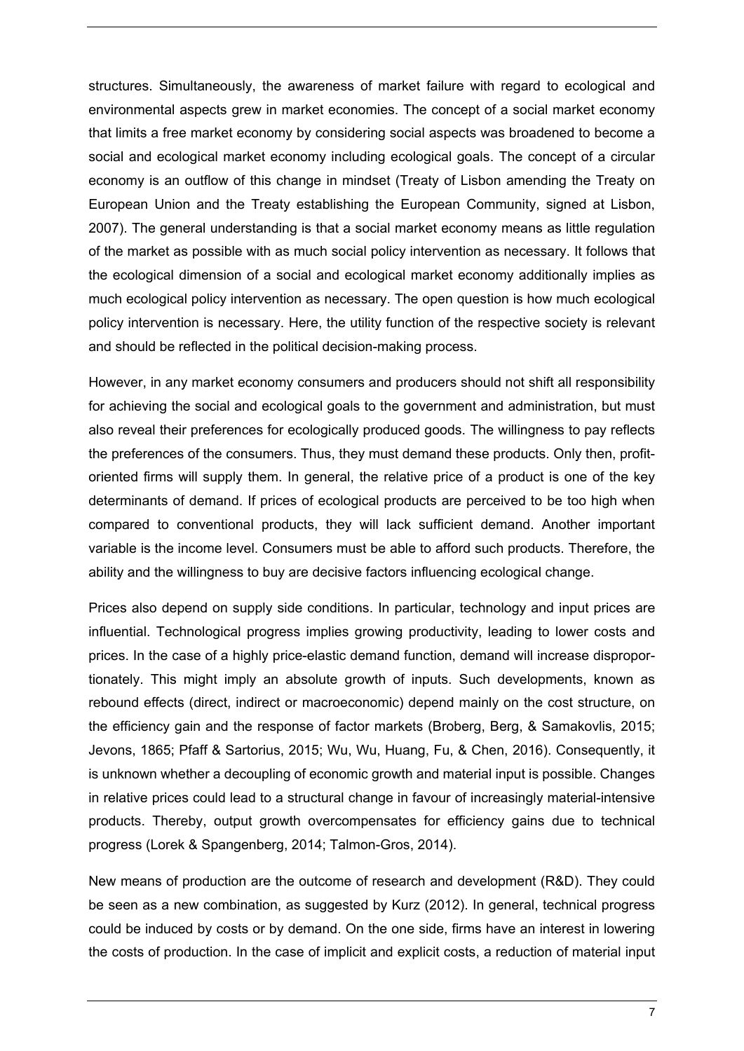structures. Simultaneously, the awareness of market failure with regard to ecological and environmental aspects grew in market economies. The concept of a social market economy that limits a free market economy by considering social aspects was broadened to become a social and ecological market economy including ecological goals. The concept of a circular economy is an outflow of this change in mindset (Treaty of Lisbon amending the Treaty on European Union and the Treaty establishing the European Community, signed at Lisbon, 2007). The general understanding is that a social market economy means as little regulation of the market as possible with as much social policy intervention as necessary. It follows that the ecological dimension of a social and ecological market economy additionally implies as much ecological policy intervention as necessary. The open question is how much ecological policy intervention is necessary. Here, the utility function of the respective society is relevant and should be reflected in the political decision-making process.

However, in any market economy consumers and producers should not shift all responsibility for achieving the social and ecological goals to the government and administration, but must also reveal their preferences for ecologically produced goods. The willingness to pay reflects the preferences of the consumers. Thus, they must demand these products. Only then, profit-oriented firms will supply them. In general, the relative price of a product is one of the key determinants of demand. If prices of ecological products are perceived to be too high when compared to conventional products, they will lack sufficient demand. Another important variable is the income level. Consumers must be able to afford such products. Therefore, the ability and the willingness to buy are decisive factors influencing ecological change.

Prices also depend on supply side conditions. In particular, technology and input prices are influential. Technological progress implies growing productivity, leading to lower costs and prices. In the case of a highly price-elastic demand function, demand will increase disproportionately. This might imply an absolute growth of inputs. Such developments, known as rebound effects (direct, indirect or macroeconomic) depend mainly on the cost structure, on the efficiency gain and the response of factor markets (Broberg, Berg, & Samakovlis, 2015; Jevons, 1865; Pfaff & Sartorius, 2015; Wu, Wu, Huang, Fu, & Chen, 2016). Consequently, it is unknown whether a decoupling of economic growth and material input is possible. Changes in relative prices could lead to a structural change in favour of increasingly material-intensive products. Thereby, output growth overcompensates for efficiency gains due to technical progress (Lorek & Spangenberg, 2014; Talmon-Gros, 2014).

New means of production are the outcome of research and development (R&D). They could be seen as a new combination, as suggested by Kurz (2012). In general, technical progress could be induced by costs or by demand. On the one side, firms have an interest in lowering the costs of production. In the case of implicit and explicit costs, a reduction of material input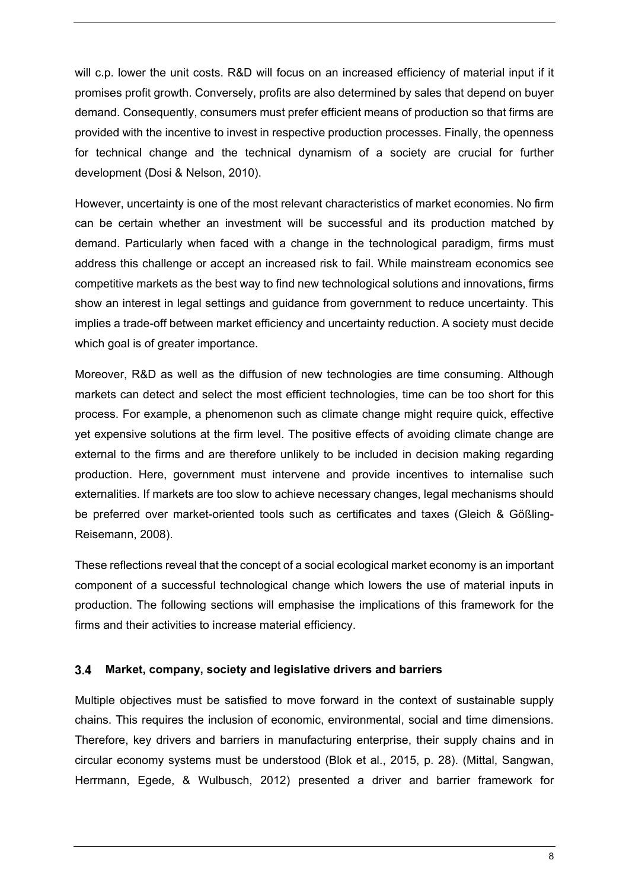will c.p. lower the unit costs. R&D will focus on an increased efficiency of material input if it promises profit growth. Conversely, profits are also determined by sales that depend on buyer demand. Consequently, consumers must prefer efficient means of production so that firms are provided with the incentive to invest in respective production processes. Finally, the openness for technical change and the technical dynamism of a society are crucial for further development (Dosi & Nelson, 2010).

However, uncertainty is one of the most relevant characteristics of market economies. No firm can be certain whether an investment will be successful and its production matched by demand. Particularly when faced with a change in the technological paradigm, firms must address this challenge or accept an increased risk to fail. While mainstream economics see competitive markets as the best way to find new technological solutions and innovations, firms show an interest in legal settings and guidance from government to reduce uncertainty. This implies a trade-off between market efficiency and uncertainty reduction. A society must decide which goal is of greater importance.

Moreover, R&D as well as the diffusion of new technologies are time consuming. Although markets can detect and select the most efficient technologies, time can be too short for this process. For example, a phenomenon such as climate change might require quick, effective yet expensive solutions at the firm level. The positive effects of avoiding climate change are external to the firms and are therefore unlikely to be included in decision making regarding production. Here, government must intervene and provide incentives to internalise such externalities. If markets are too slow to achieve necessary changes, legal mechanisms should be preferred over market-oriented tools such as certificates and taxes (Gleich & Gößling-Reisemann, 2008).

These reflections reveal that the concept of a social ecological market economy is an important component of a successful technological change which lowers the use of material inputs in production. The following sections will emphasise the implications of this framework for the firms and their activities to increase material efficiency.

### 3.4 Market, company, society and legislative drivers and barriers

Multiple objectives must be satisfied to move forward in the context of sustainable supply chains. This requires the inclusion of economic, environmental, social and time dimensions. Therefore, key drivers and barriers in manufacturing enterprise, their supply chains and in circular economy systems must be understood (Blok et al., 2015, p. 28). (Mittal, Sangwan, Herrmann, Egede, & Wulbusch, 2012) presented a driver and barrier framework for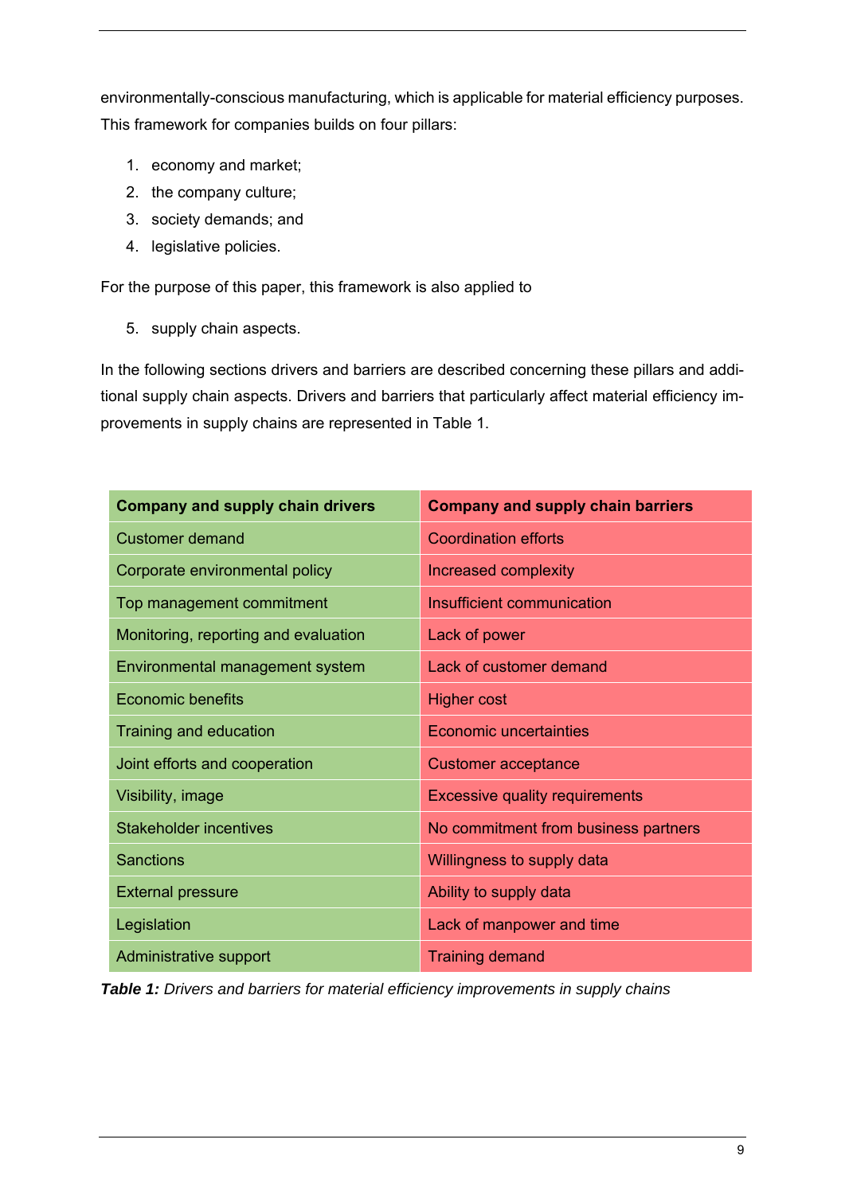environmentally-conscious manufacturing, which is applicable for material efficiency purposes. This framework for companies builds on four pillars:

1. economy and market;
2. the company culture;
3. society demands; and
4. legislative policies.

For the purpose of this paper, this framework is also applied to

5. supply chain aspects.

In the following sections drivers and barriers are described concerning these pillars and additional supply chain aspects. Drivers and barriers that particularly affect material efficiency improvements in supply chains are represented in Table 1.

| **Company and supply chain drivers** | **Company and supply chain barriers** |
|---|---|
| Customer demand | Coordination efforts |
| Corporate environmental policy | Increased complexity |
| Top management commitment | Insufficient communication |
| Monitoring, reporting and evaluation | Lack of power |
| Environmental management system | Lack of customer demand |
| Economic benefits | Higher cost |
| Training and education | Economic uncertainties |
| Joint efforts and cooperation | Customer acceptance |
| Visibility, image | Excessive quality requirements |
| Stakeholder incentives | No commitment from business partners |
| Sanctions | Willingness to supply data |
| External pressure | Ability to supply data |
| Legislation | Lack of manpower and time |
| Administrative support | Training demand |

***Table 1:*** *Drivers and barriers for material efficiency improvements in supply chains*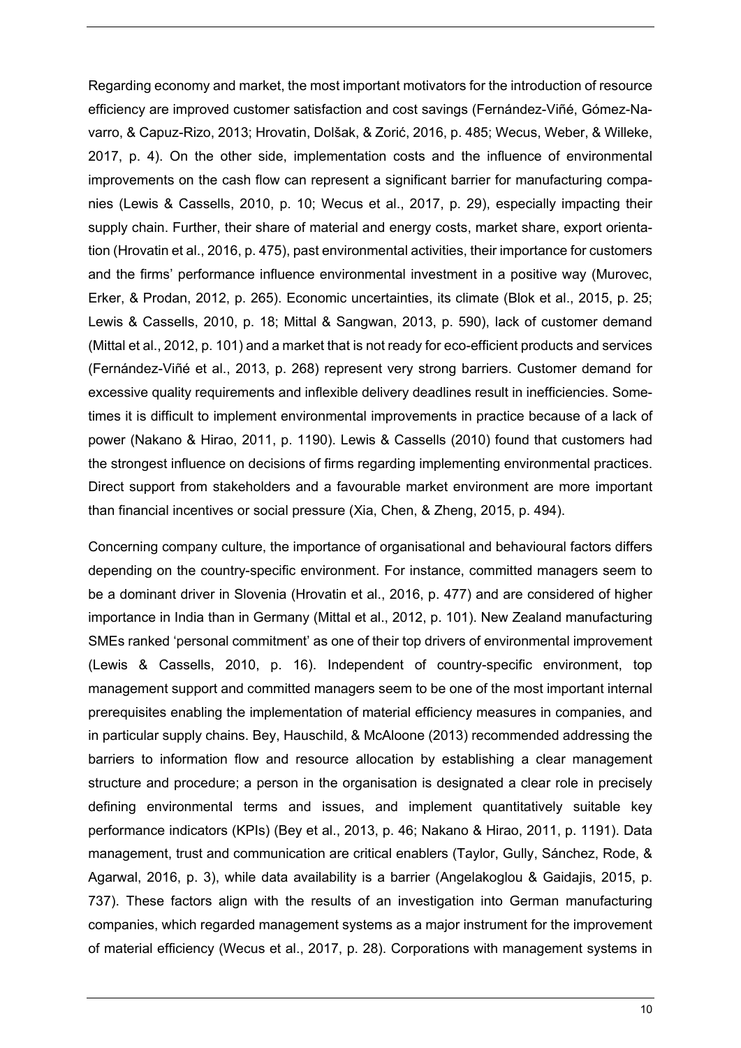Regarding economy and market, the most important motivators for the introduction of resource efficiency are improved customer satisfaction and cost savings (Fernández-Viñé, Gómez-Navarro, & Capuz-Rizo, 2013; Hrovatin, Dolšak, & Zorić, 2016, p. 485; Wecus, Weber, & Willeke, 2017, p. 4). On the other side, implementation costs and the influence of environmental improvements on the cash flow can represent a significant barrier for manufacturing companies (Lewis & Cassells, 2010, p. 10; Wecus et al., 2017, p. 29), especially impacting their supply chain. Further, their share of material and energy costs, market share, export orientation (Hrovatin et al., 2016, p. 475), past environmental activities, their importance for customers and the firms' performance influence environmental investment in a positive way (Murovec, Erker, & Prodan, 2012, p. 265). Economic uncertainties, its climate (Blok et al., 2015, p. 25; Lewis & Cassells, 2010, p. 18; Mittal & Sangwan, 2013, p. 590), lack of customer demand (Mittal et al., 2012, p. 101) and a market that is not ready for eco-efficient products and services (Fernández-Viñé et al., 2013, p. 268) represent very strong barriers. Customer demand for excessive quality requirements and inflexible delivery deadlines result in inefficiencies. Sometimes it is difficult to implement environmental improvements in practice because of a lack of power (Nakano & Hirao, 2011, p. 1190). Lewis & Cassells (2010) found that customers had the strongest influence on decisions of firms regarding implementing environmental practices. Direct support from stakeholders and a favourable market environment are more important than financial incentives or social pressure (Xia, Chen, & Zheng, 2015, p. 494).

Concerning company culture, the importance of organisational and behavioural factors differs depending on the country-specific environment. For instance, committed managers seem to be a dominant driver in Slovenia (Hrovatin et al., 2016, p. 477) and are considered of higher importance in India than in Germany (Mittal et al., 2012, p. 101). New Zealand manufacturing SMEs ranked 'personal commitment' as one of their top drivers of environmental improvement (Lewis & Cassells, 2010, p. 16). Independent of country-specific environment, top management support and committed managers seem to be one of the most important internal prerequisites enabling the implementation of material efficiency measures in companies, and in particular supply chains. Bey, Hauschild, & McAloone (2013) recommended addressing the barriers to information flow and resource allocation by establishing a clear management structure and procedure; a person in the organisation is designated a clear role in precisely defining environmental terms and issues, and implement quantitatively suitable key performance indicators (KPIs) (Bey et al., 2013, p. 46; Nakano & Hirao, 2011, p. 1191). Data management, trust and communication are critical enablers (Taylor, Gully, Sánchez, Rode, & Agarwal, 2016, p. 3), while data availability is a barrier (Angelakoglou & Gaidajis, 2015, p. 737). These factors align with the results of an investigation into German manufacturing companies, which regarded management systems as a major instrument for the improvement of material efficiency (Wecus et al., 2017, p. 28). Corporations with management systems in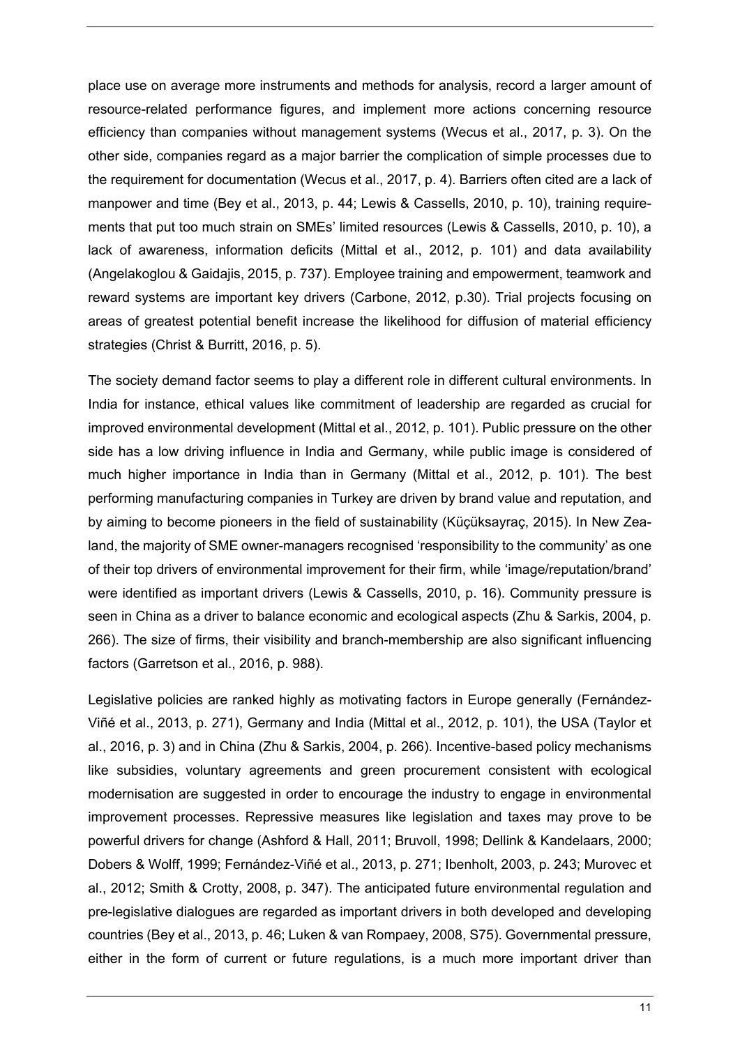place use on average more instruments and methods for analysis, record a larger amount of resource-related performance figures, and implement more actions concerning resource efficiency than companies without management systems (Wecus et al., 2017, p. 3). On the other side, companies regard as a major barrier the complication of simple processes due to the requirement for documentation (Wecus et al., 2017, p. 4). Barriers often cited are a lack of manpower and time (Bey et al., 2013, p. 44; Lewis & Cassells, 2010, p. 10), training requirements that put too much strain on SMEs' limited resources (Lewis & Cassells, 2010, p. 10), a lack of awareness, information deficits (Mittal et al., 2012, p. 101) and data availability (Angelakoglou & Gaidajis, 2015, p. 737). Employee training and empowerment, teamwork and reward systems are important key drivers (Carbone, 2012, p.30). Trial projects focusing on areas of greatest potential benefit increase the likelihood for diffusion of material efficiency strategies (Christ & Burritt, 2016, p. 5).

The society demand factor seems to play a different role in different cultural environments. In India for instance, ethical values like commitment of leadership are regarded as crucial for improved environmental development (Mittal et al., 2012, p. 101). Public pressure on the other side has a low driving influence in India and Germany, while public image is considered of much higher importance in India than in Germany (Mittal et al., 2012, p. 101). The best performing manufacturing companies in Turkey are driven by brand value and reputation, and by aiming to become pioneers in the field of sustainability (Küçüksayraç, 2015). In New Zealand, the majority of SME owner-managers recognised 'responsibility to the community' as one of their top drivers of environmental improvement for their firm, while 'image/reputation/brand' were identified as important drivers (Lewis & Cassells, 2010, p. 16). Community pressure is seen in China as a driver to balance economic and ecological aspects (Zhu & Sarkis, 2004, p. 266). The size of firms, their visibility and branch-membership are also significant influencing factors (Garretson et al., 2016, p. 988).

Legislative policies are ranked highly as motivating factors in Europe generally (Fernández-Viñé et al., 2013, p. 271), Germany and India (Mittal et al., 2012, p. 101), the USA (Taylor et al., 2016, p. 3) and in China (Zhu & Sarkis, 2004, p. 266). Incentive-based policy mechanisms like subsidies, voluntary agreements and green procurement consistent with ecological modernisation are suggested in order to encourage the industry to engage in environmental improvement processes. Repressive measures like legislation and taxes may prove to be powerful drivers for change (Ashford & Hall, 2011; Bruvoll, 1998; Dellink & Kandelaars, 2000; Dobers & Wolff, 1999; Fernández-Viñé et al., 2013, p. 271; Ibenholt, 2003, p. 243; Murovec et al., 2012; Smith & Crotty, 2008, p. 347). The anticipated future environmental regulation and pre-legislative dialogues are regarded as important drivers in both developed and developing countries (Bey et al., 2013, p. 46; Luken & van Rompaey, 2008, S75). Governmental pressure, either in the form of current or future regulations, is a much more important driver than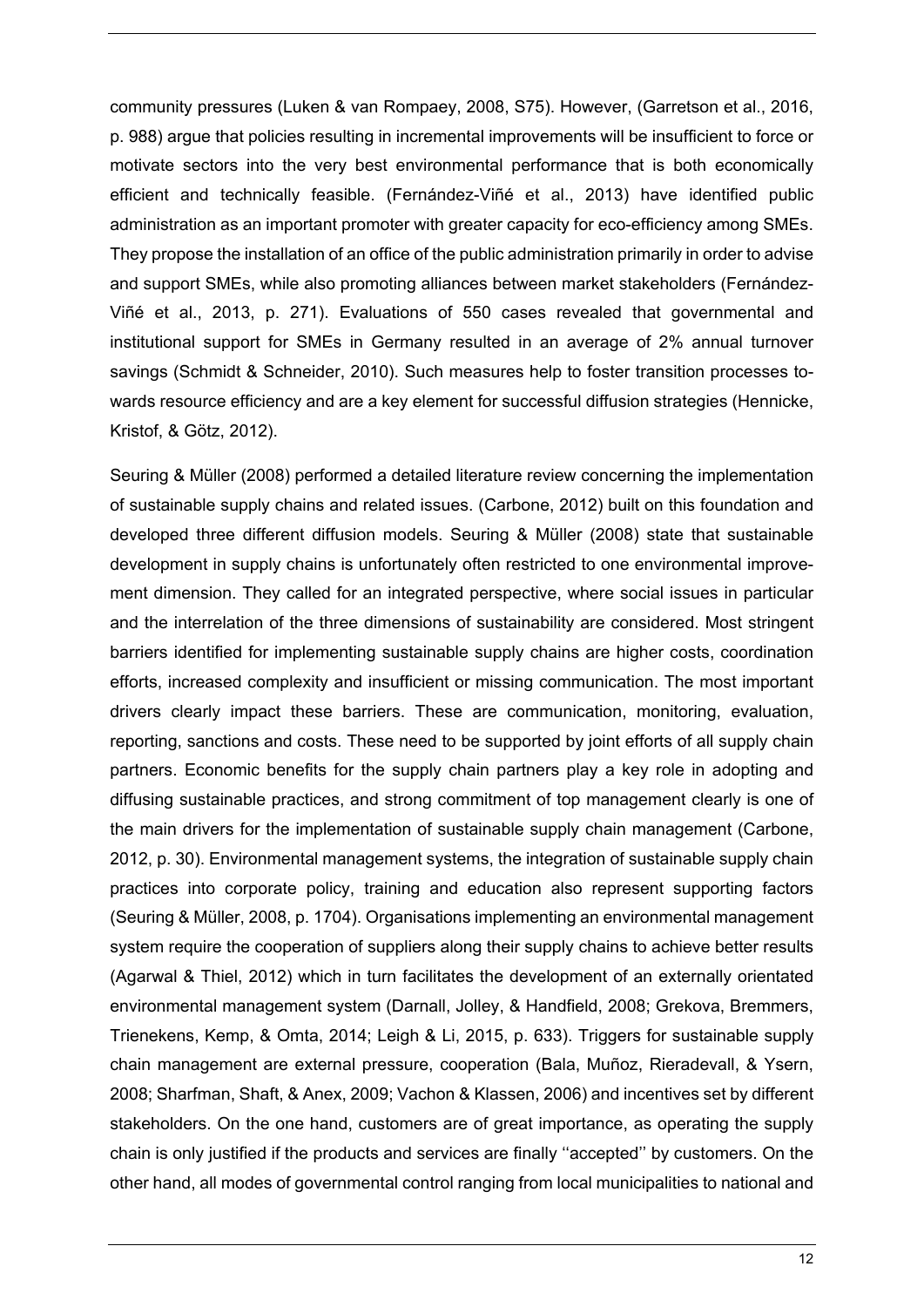community pressures (Luken & van Rompaey, 2008, S75). However, (Garretson et al., 2016, p. 988) argue that policies resulting in incremental improvements will be insufficient to force or motivate sectors into the very best environmental performance that is both economically efficient and technically feasible. (Fernández-Viñé et al., 2013) have identified public administration as an important promoter with greater capacity for eco-efficiency among SMEs. They propose the installation of an office of the public administration primarily in order to advise and support SMEs, while also promoting alliances between market stakeholders (Fernández-Viñé et al., 2013, p. 271). Evaluations of 550 cases revealed that governmental and institutional support for SMEs in Germany resulted in an average of 2% annual turnover savings (Schmidt & Schneider, 2010). Such measures help to foster transition processes towards resource efficiency and are a key element for successful diffusion strategies (Hennicke, Kristof, & Götz, 2012).

Seuring & Müller (2008) performed a detailed literature review concerning the implementation of sustainable supply chains and related issues. (Carbone, 2012) built on this foundation and developed three different diffusion models. Seuring & Müller (2008) state that sustainable development in supply chains is unfortunately often restricted to one environmental improvement dimension. They called for an integrated perspective, where social issues in particular and the interrelation of the three dimensions of sustainability are considered. Most stringent barriers identified for implementing sustainable supply chains are higher costs, coordination efforts, increased complexity and insufficient or missing communication. The most important drivers clearly impact these barriers. These are communication, monitoring, evaluation, reporting, sanctions and costs. These need to be supported by joint efforts of all supply chain partners. Economic benefits for the supply chain partners play a key role in adopting and diffusing sustainable practices, and strong commitment of top management clearly is one of the main drivers for the implementation of sustainable supply chain management (Carbone, 2012, p. 30). Environmental management systems, the integration of sustainable supply chain practices into corporate policy, training and education also represent supporting factors (Seuring & Müller, 2008, p. 1704). Organisations implementing an environmental management system require the cooperation of suppliers along their supply chains to achieve better results (Agarwal & Thiel, 2012) which in turn facilitates the development of an externally orientated environmental management system (Darnall, Jolley, & Handfield, 2008; Grekova, Bremmers, Trienekens, Kemp, & Omta, 2014; Leigh & Li, 2015, p. 633). Triggers for sustainable supply chain management are external pressure, cooperation (Bala, Muñoz, Rieradevall, & Ysern, 2008; Sharfman, Shaft, & Anex, 2009; Vachon & Klassen, 2006) and incentives set by different stakeholders. On the one hand, customers are of great importance, as operating the supply chain is only justified if the products and services are finally ''accepted'' by customers. On the other hand, all modes of governmental control ranging from local municipalities to national and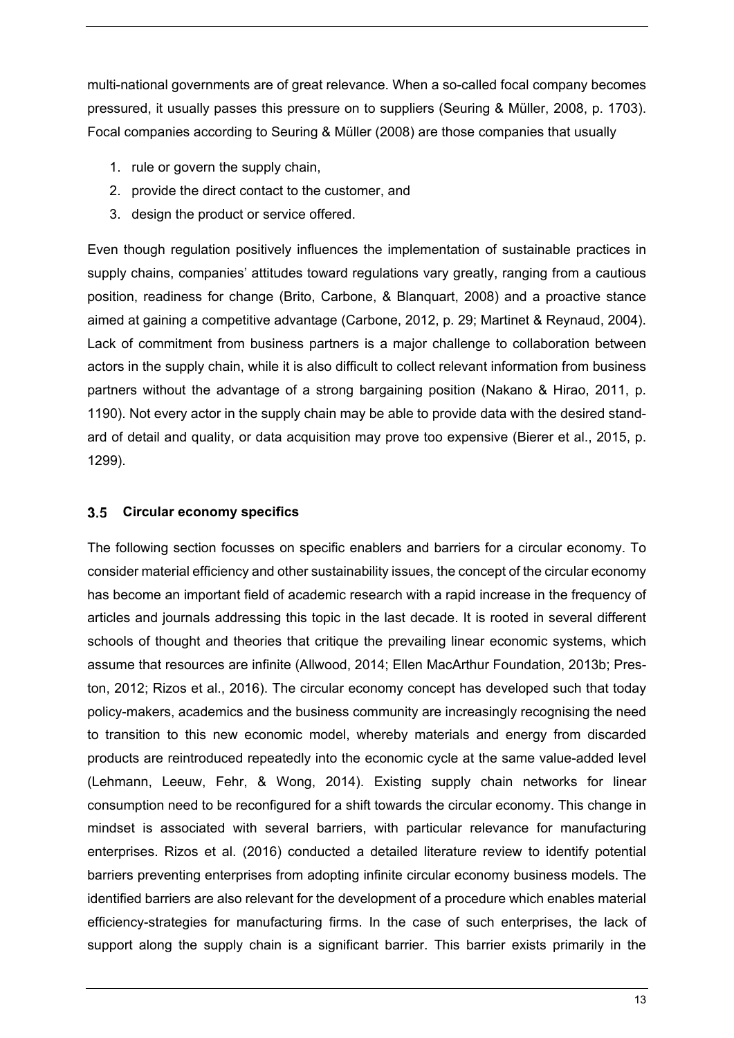multi-national governments are of great relevance. When a so-called focal company becomes pressured, it usually passes this pressure on to suppliers (Seuring & Müller, 2008, p. 1703). Focal companies according to Seuring & Müller (2008) are those companies that usually

1. rule or govern the supply chain,
2. provide the direct contact to the customer, and
3. design the product or service offered.

Even though regulation positively influences the implementation of sustainable practices in supply chains, companies' attitudes toward regulations vary greatly, ranging from a cautious position, readiness for change (Brito, Carbone, & Blanquart, 2008) and a proactive stance aimed at gaining a competitive advantage (Carbone, 2012, p. 29; Martinet & Reynaud, 2004). Lack of commitment from business partners is a major challenge to collaboration between actors in the supply chain, while it is also difficult to collect relevant information from business partners without the advantage of a strong bargaining position (Nakano & Hirao, 2011, p. 1190). Not every actor in the supply chain may be able to provide data with the desired standard of detail and quality, or data acquisition may prove too expensive (Bierer et al., 2015, p. 1299).

### 3.5 Circular economy specifics

The following section focusses on specific enablers and barriers for a circular economy. To consider material efficiency and other sustainability issues, the concept of the circular economy has become an important field of academic research with a rapid increase in the frequency of articles and journals addressing this topic in the last decade. It is rooted in several different schools of thought and theories that critique the prevailing linear economic systems, which assume that resources are infinite (Allwood, 2014; Ellen MacArthur Foundation, 2013b; Preston, 2012; Rizos et al., 2016). The circular economy concept has developed such that today policy-makers, academics and the business community are increasingly recognising the need to transition to this new economic model, whereby materials and energy from discarded products are reintroduced repeatedly into the economic cycle at the same value-added level (Lehmann, Leeuw, Fehr, & Wong, 2014). Existing supply chain networks for linear consumption need to be reconfigured for a shift towards the circular economy. This change in mindset is associated with several barriers, with particular relevance for manufacturing enterprises. Rizos et al. (2016) conducted a detailed literature review to identify potential barriers preventing enterprises from adopting infinite circular economy business models. The identified barriers are also relevant for the development of a procedure which enables material efficiency-strategies for manufacturing firms. In the case of such enterprises, the lack of support along the supply chain is a significant barrier. This barrier exists primarily in the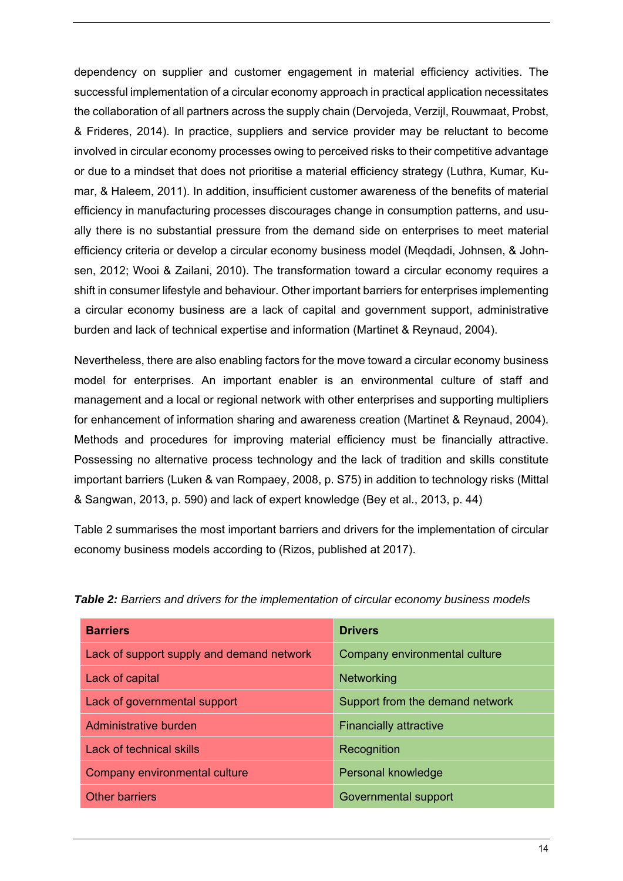dependency on supplier and customer engagement in material efficiency activities. The successful implementation of a circular economy approach in practical application necessitates the collaboration of all partners across the supply chain (Dervojeda, Verzijl, Rouwmaat, Probst, & Frideres, 2014). In practice, suppliers and service provider may be reluctant to become involved in circular economy processes owing to perceived risks to their competitive advantage or due to a mindset that does not prioritise a material efficiency strategy (Luthra, Kumar, Kumar, & Haleem, 2011). In addition, insufficient customer awareness of the benefits of material efficiency in manufacturing processes discourages change in consumption patterns, and usually there is no substantial pressure from the demand side on enterprises to meet material efficiency criteria or develop a circular economy business model (Meqdadi, Johnsen, & Johnsen, 2012; Wooi & Zailani, 2010). The transformation toward a circular economy requires a shift in consumer lifestyle and behaviour. Other important barriers for enterprises implementing a circular economy business are a lack of capital and government support, administrative burden and lack of technical expertise and information (Martinet & Reynaud, 2004).

Nevertheless, there are also enabling factors for the move toward a circular economy business model for enterprises. An important enabler is an environmental culture of staff and management and a local or regional network with other enterprises and supporting multipliers for enhancement of information sharing and awareness creation (Martinet & Reynaud, 2004). Methods and procedures for improving material efficiency must be financially attractive. Possessing no alternative process technology and the lack of tradition and skills constitute important barriers (Luken & van Rompaey, 2008, p. S75) in addition to technology risks (Mittal & Sangwan, 2013, p. 590) and lack of expert knowledge (Bey et al., 2013, p. 44)

Table 2 summarises the most important barriers and drivers for the implementation of circular economy business models according to (Rizos, published at 2017).

***Table 2:*** *Barriers and drivers for the implementation of circular economy business models*

| **Barriers** | **Drivers** |
|---|---|
| Lack of support supply and demand network | Company environmental culture |
| Lack of capital | Networking |
| Lack of governmental support | Support from the demand network |
| Administrative burden | Financially attractive |
| Lack of technical skills | Recognition |
| Company environmental culture | Personal knowledge |
| Other barriers | Governmental support |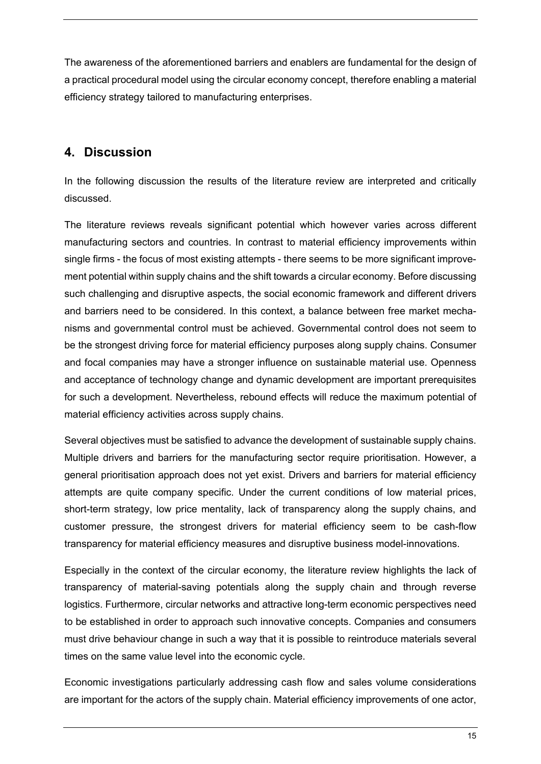The awareness of the aforementioned barriers and enablers are fundamental for the design of a practical procedural model using the circular economy concept, therefore enabling a material efficiency strategy tailored to manufacturing enterprises.

## 4. Discussion

In the following discussion the results of the literature review are interpreted and critically discussed.

The literature reviews reveals significant potential which however varies across different manufacturing sectors and countries. In contrast to material efficiency improvements within single firms - the focus of most existing attempts - there seems to be more significant improvement potential within supply chains and the shift towards a circular economy. Before discussing such challenging and disruptive aspects, the social economic framework and different drivers and barriers need to be considered. In this context, a balance between free market mechanisms and governmental control must be achieved. Governmental control does not seem to be the strongest driving force for material efficiency purposes along supply chains. Consumer and focal companies may have a stronger influence on sustainable material use. Openness and acceptance of technology change and dynamic development are important prerequisites for such a development. Nevertheless, rebound effects will reduce the maximum potential of material efficiency activities across supply chains.

Several objectives must be satisfied to advance the development of sustainable supply chains. Multiple drivers and barriers for the manufacturing sector require prioritisation. However, a general prioritisation approach does not yet exist. Drivers and barriers for material efficiency attempts are quite company specific. Under the current conditions of low material prices, short-term strategy, low price mentality, lack of transparency along the supply chains, and customer pressure, the strongest drivers for material efficiency seem to be cash-flow transparency for material efficiency measures and disruptive business model-innovations.

Especially in the context of the circular economy, the literature review highlights the lack of transparency of material-saving potentials along the supply chain and through reverse logistics. Furthermore, circular networks and attractive long-term economic perspectives need to be established in order to approach such innovative concepts. Companies and consumers must drive behaviour change in such a way that it is possible to reintroduce materials several times on the same value level into the economic cycle.

Economic investigations particularly addressing cash flow and sales volume considerations are important for the actors of the supply chain. Material efficiency improvements of one actor,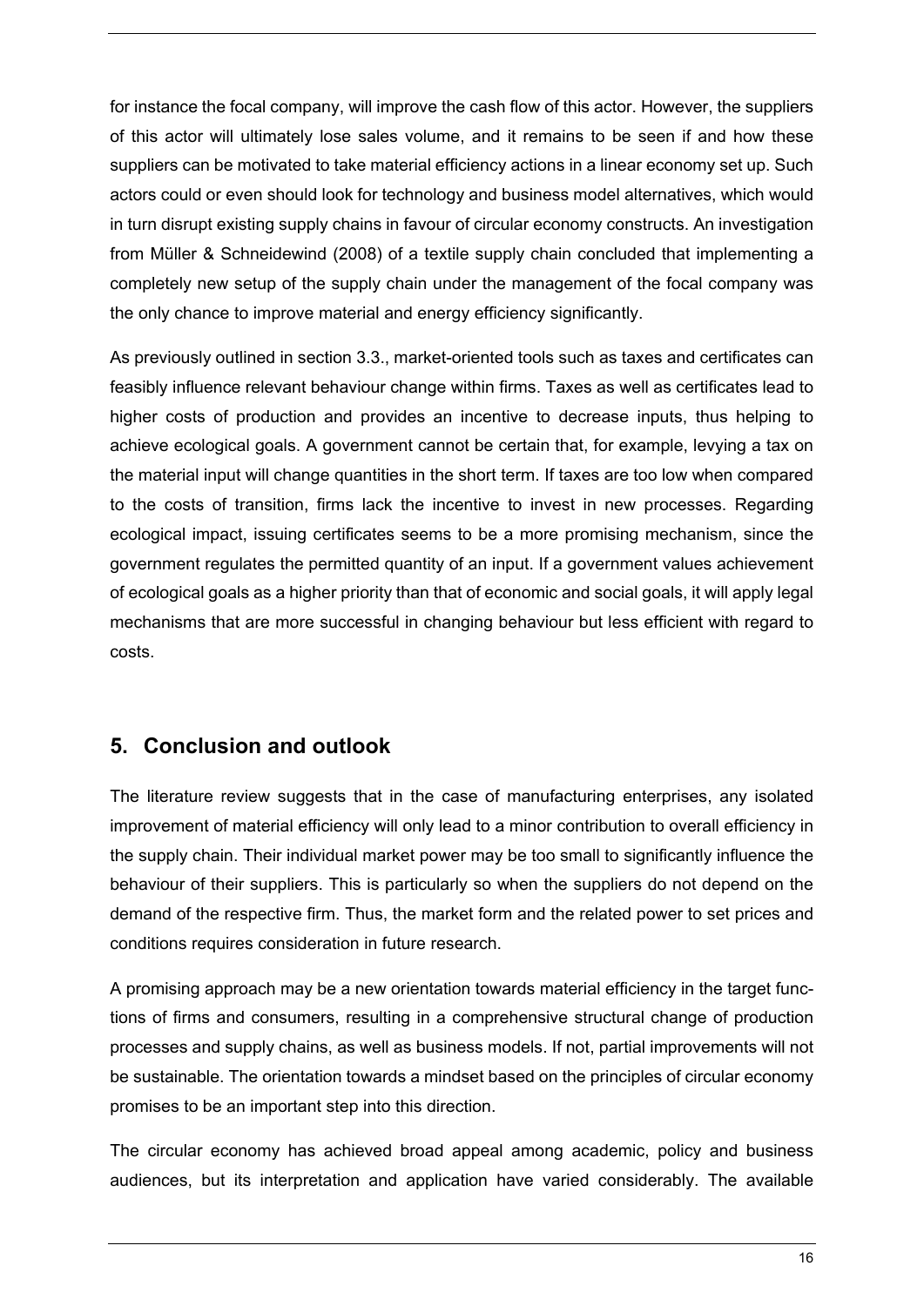for instance the focal company, will improve the cash flow of this actor. However, the suppliers of this actor will ultimately lose sales volume, and it remains to be seen if and how these suppliers can be motivated to take material efficiency actions in a linear economy set up. Such actors could or even should look for technology and business model alternatives, which would in turn disrupt existing supply chains in favour of circular economy constructs. An investigation from Müller & Schneidewind (2008) of a textile supply chain concluded that implementing a completely new setup of the supply chain under the management of the focal company was the only chance to improve material and energy efficiency significantly.

As previously outlined in section 3.3., market-oriented tools such as taxes and certificates can feasibly influence relevant behaviour change within firms. Taxes as well as certificates lead to higher costs of production and provides an incentive to decrease inputs, thus helping to achieve ecological goals. A government cannot be certain that, for example, levying a tax on the material input will change quantities in the short term. If taxes are too low when compared to the costs of transition, firms lack the incentive to invest in new processes. Regarding ecological impact, issuing certificates seems to be a more promising mechanism, since the government regulates the permitted quantity of an input. If a government values achievement of ecological goals as a higher priority than that of economic and social goals, it will apply legal mechanisms that are more successful in changing behaviour but less efficient with regard to costs.

## 5. Conclusion and outlook

The literature review suggests that in the case of manufacturing enterprises, any isolated improvement of material efficiency will only lead to a minor contribution to overall efficiency in the supply chain. Their individual market power may be too small to significantly influence the behaviour of their suppliers. This is particularly so when the suppliers do not depend on the demand of the respective firm. Thus, the market form and the related power to set prices and conditions requires consideration in future research.

A promising approach may be a new orientation towards material efficiency in the target functions of firms and consumers, resulting in a comprehensive structural change of production processes and supply chains, as well as business models. If not, partial improvements will not be sustainable. The orientation towards a mindset based on the principles of circular economy promises to be an important step into this direction.

The circular economy has achieved broad appeal among academic, policy and business audiences, but its interpretation and application have varied considerably. The available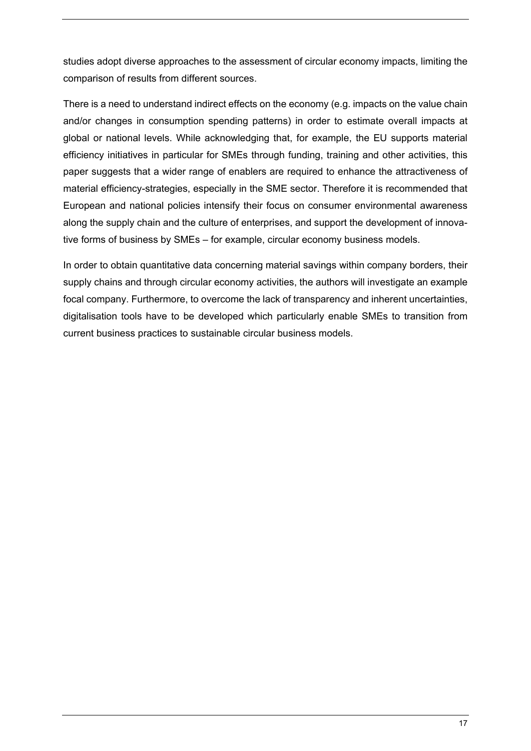studies adopt diverse approaches to the assessment of circular economy impacts, limiting the comparison of results from different sources.

There is a need to understand indirect effects on the economy (e.g. impacts on the value chain and/or changes in consumption spending patterns) in order to estimate overall impacts at global or national levels. While acknowledging that, for example, the EU supports material efficiency initiatives in particular for SMEs through funding, training and other activities, this paper suggests that a wider range of enablers are required to enhance the attractiveness of material efficiency-strategies, especially in the SME sector. Therefore it is recommended that European and national policies intensify their focus on consumer environmental awareness along the supply chain and the culture of enterprises, and support the development of innovative forms of business by SMEs – for example, circular economy business models.

In order to obtain quantitative data concerning material savings within company borders, their supply chains and through circular economy activities, the authors will investigate an example focal company. Furthermore, to overcome the lack of transparency and inherent uncertainties, digitalisation tools have to be developed which particularly enable SMEs to transition from current business practices to sustainable circular business models.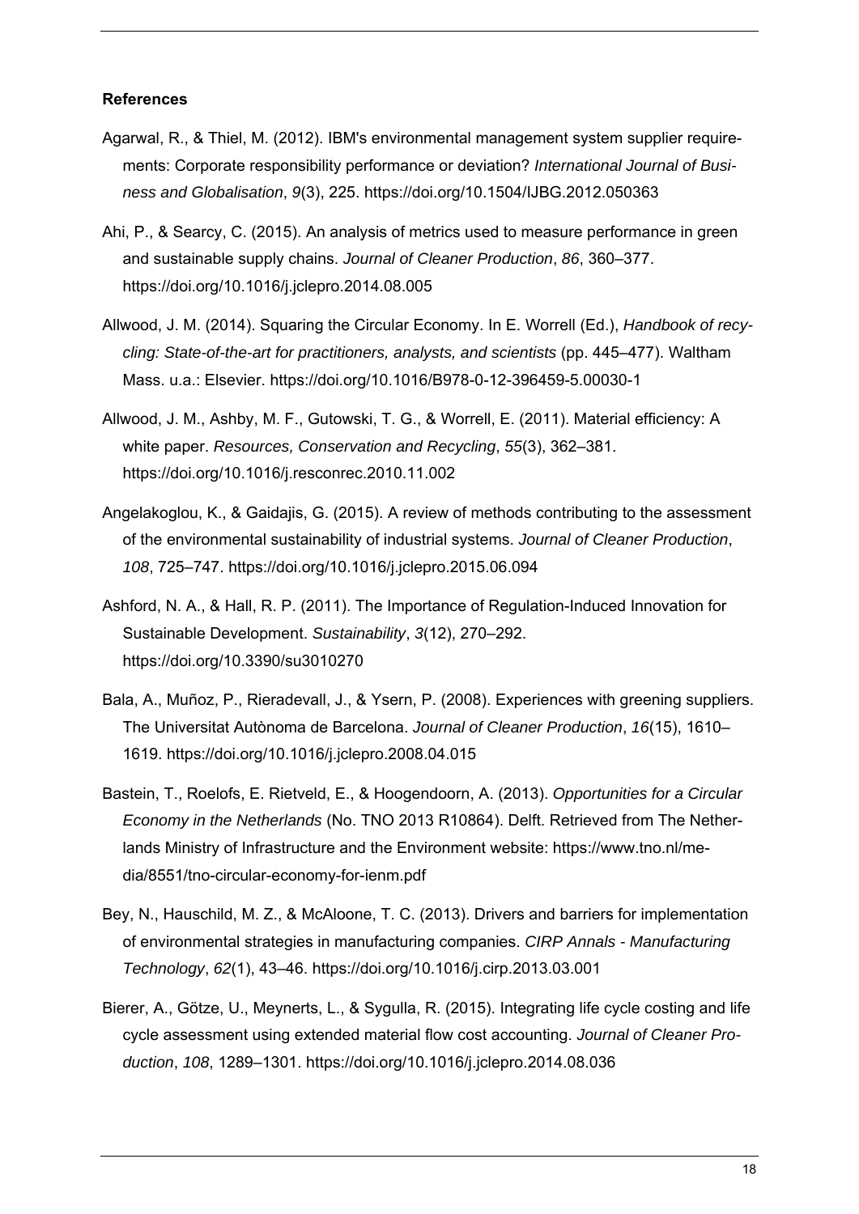**References**

Agarwal, R., & Thiel, M. (2012). IBM's environmental management system supplier requirements: Corporate responsibility performance or deviation? *International Journal of Business and Globalisation*, *9*(3), 225. https://doi.org/10.1504/IJBG.2012.050363

Ahi, P., & Searcy, C. (2015). An analysis of metrics used to measure performance in green and sustainable supply chains. *Journal of Cleaner Production*, *86*, 360–377. https://doi.org/10.1016/j.jclepro.2014.08.005

Allwood, J. M. (2014). Squaring the Circular Economy. In E. Worrell (Ed.), *Handbook of recycling: State-of-the-art for practitioners, analysts, and scientists* (pp. 445–477). Waltham Mass. u.a.: Elsevier. https://doi.org/10.1016/B978-0-12-396459-5.00030-1

Allwood, J. M., Ashby, M. F., Gutowski, T. G., & Worrell, E. (2011). Material efficiency: A white paper. *Resources, Conservation and Recycling*, *55*(3), 362–381. https://doi.org/10.1016/j.resconrec.2010.11.002

Angelakoglou, K., & Gaidajis, G. (2015). A review of methods contributing to the assessment of the environmental sustainability of industrial systems. *Journal of Cleaner Production*, *108*, 725–747. https://doi.org/10.1016/j.jclepro.2015.06.094

Ashford, N. A., & Hall, R. P. (2011). The Importance of Regulation-Induced Innovation for Sustainable Development. *Sustainability*, *3*(12), 270–292. https://doi.org/10.3390/su3010270

Bala, A., Muñoz, P., Rieradevall, J., & Ysern, P. (2008). Experiences with greening suppliers. The Universitat Autònoma de Barcelona. *Journal of Cleaner Production*, *16*(15), 1610–1619. https://doi.org/10.1016/j.jclepro.2008.04.015

Bastein, T., Roelofs, E. Rietveld, E., & Hoogendoorn, A. (2013). *Opportunities for a Circular Economy in the Netherlands* (No. TNO 2013 R10864). Delft. Retrieved from The Netherlands Ministry of Infrastructure and the Environment website: https://www.tno.nl/media/8551/tno-circular-economy-for-ienm.pdf

Bey, N., Hauschild, M. Z., & McAloone, T. C. (2013). Drivers and barriers for implementation of environmental strategies in manufacturing companies. *CIRP Annals - Manufacturing Technology*, *62*(1), 43–46. https://doi.org/10.1016/j.cirp.2013.03.001

Bierer, A., Götze, U., Meynerts, L., & Sygulla, R. (2015). Integrating life cycle costing and life cycle assessment using extended material flow cost accounting. *Journal of Cleaner Production*, *108*, 1289–1301. https://doi.org/10.1016/j.jclepro.2014.08.036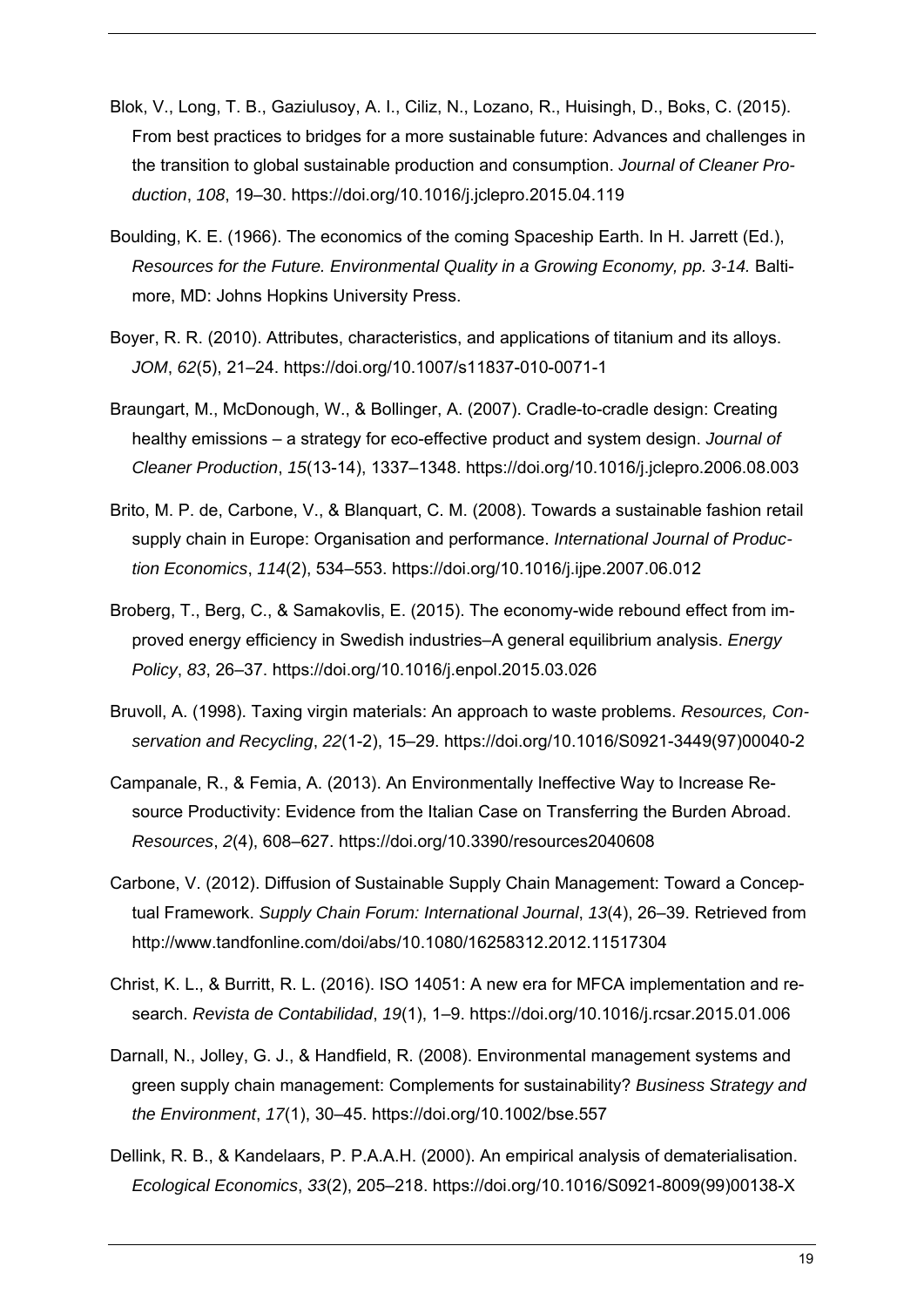Blok, V., Long, T. B., Gaziulusoy, A. I., Ciliz, N., Lozano, R., Huisingh, D., Boks, C. (2015). From best practices to bridges for a more sustainable future: Advances and challenges in the transition to global sustainable production and consumption. *Journal of Cleaner Production*, *108*, 19–30. https://doi.org/10.1016/j.jclepro.2015.04.119

Boulding, K. E. (1966). The economics of the coming Spaceship Earth. In H. Jarrett (Ed.), *Resources for the Future. Environmental Quality in a Growing Economy, pp. 3-14.* Baltimore, MD: Johns Hopkins University Press.

Boyer, R. R. (2010). Attributes, characteristics, and applications of titanium and its alloys. *JOM*, *62*(5), 21–24. https://doi.org/10.1007/s11837-010-0071-1

Braungart, M., McDonough, W., & Bollinger, A. (2007). Cradle-to-cradle design: Creating healthy emissions – a strategy for eco-effective product and system design. *Journal of Cleaner Production*, *15*(13-14), 1337–1348. https://doi.org/10.1016/j.jclepro.2006.08.003

Brito, M. P. de, Carbone, V., & Blanquart, C. M. (2008). Towards a sustainable fashion retail supply chain in Europe: Organisation and performance. *International Journal of Production Economics*, *114*(2), 534–553. https://doi.org/10.1016/j.ijpe.2007.06.012

Broberg, T., Berg, C., & Samakovlis, E. (2015). The economy-wide rebound effect from improved energy efficiency in Swedish industries–A general equilibrium analysis. *Energy Policy*, *83*, 26–37. https://doi.org/10.1016/j.enpol.2015.03.026

Bruvoll, A. (1998). Taxing virgin materials: An approach to waste problems. *Resources, Conservation and Recycling*, *22*(1-2), 15–29. https://doi.org/10.1016/S0921-3449(97)00040-2

Campanale, R., & Femia, A. (2013). An Environmentally Ineffective Way to Increase Resource Productivity: Evidence from the Italian Case on Transferring the Burden Abroad. *Resources*, *2*(4), 608–627. https://doi.org/10.3390/resources2040608

Carbone, V. (2012). Diffusion of Sustainable Supply Chain Management: Toward a Conceptual Framework. *Supply Chain Forum: International Journal*, *13*(4), 26–39. Retrieved from http://www.tandfonline.com/doi/abs/10.1080/16258312.2012.11517304

Christ, K. L., & Burritt, R. L. (2016). ISO 14051: A new era for MFCA implementation and research. *Revista de Contabilidad*, *19*(1), 1–9. https://doi.org/10.1016/j.rcsar.2015.01.006

Darnall, N., Jolley, G. J., & Handfield, R. (2008). Environmental management systems and green supply chain management: Complements for sustainability? *Business Strategy and the Environment*, *17*(1), 30–45. https://doi.org/10.1002/bse.557

Dellink, R. B., & Kandelaars, P. P.A.A.H. (2000). An empirical analysis of dematerialisation. *Ecological Economics*, *33*(2), 205–218. https://doi.org/10.1016/S0921-8009(99)00138-X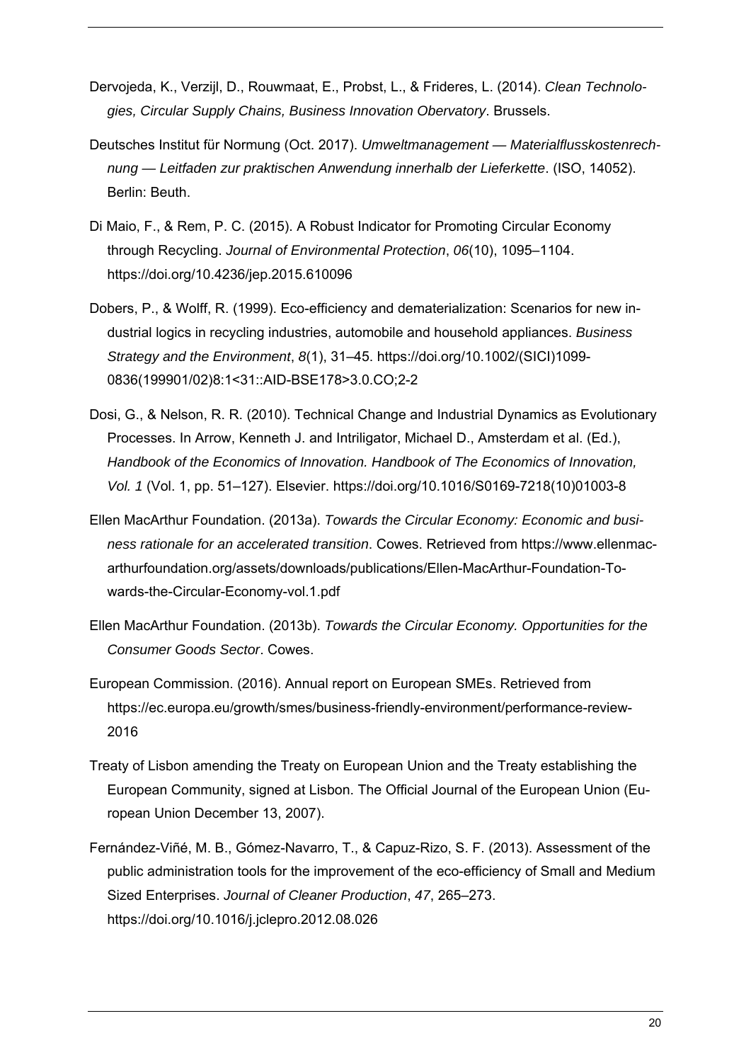Dervojeda, K., Verzijl, D., Rouwmaat, E., Probst, L., & Frideres, L. (2014). *Clean Technologies, Circular Supply Chains, Business Innovation Obervatory*. Brussels.

Deutsches Institut für Normung (Oct. 2017). *Umweltmanagement — Materialflusskostenrechnung — Leitfaden zur praktischen Anwendung innerhalb der Lieferkette*. (ISO, 14052). Berlin: Beuth.

Di Maio, F., & Rem, P. C. (2015). A Robust Indicator for Promoting Circular Economy through Recycling. *Journal of Environmental Protection*, *06*(10), 1095–1104. https://doi.org/10.4236/jep.2015.610096

Dobers, P., & Wolff, R. (1999). Eco-efficiency and dematerialization: Scenarios for new industrial logics in recycling industries, automobile and household appliances. *Business Strategy and the Environment*, *8*(1), 31–45. https://doi.org/10.1002/(SICI)1099-0836(199901/02)8:1<31::AID-BSE178>3.0.CO;2-2

Dosi, G., & Nelson, R. R. (2010). Technical Change and Industrial Dynamics as Evolutionary Processes. In Arrow, Kenneth J. and Intriligator, Michael D., Amsterdam et al. (Ed.), *Handbook of the Economics of Innovation. Handbook of The Economics of Innovation, Vol. 1* (Vol. 1, pp. 51–127). Elsevier. https://doi.org/10.1016/S0169-7218(10)01003-8

Ellen MacArthur Foundation. (2013a). *Towards the Circular Economy: Economic and business rationale for an accelerated transition*. Cowes. Retrieved from https://www.ellenmacarthurfoundation.org/assets/downloads/publications/Ellen-MacArthur-Foundation-Towards-the-Circular-Economy-vol.1.pdf

Ellen MacArthur Foundation. (2013b). *Towards the Circular Economy. Opportunities for the Consumer Goods Sector*. Cowes.

European Commission. (2016). Annual report on European SMEs. Retrieved from https://ec.europa.eu/growth/smes/business-friendly-environment/performance-review-2016

Treaty of Lisbon amending the Treaty on European Union and the Treaty establishing the European Community, signed at Lisbon. The Official Journal of the European Union (European Union December 13, 2007).

Fernández-Viñé, M. B., Gómez-Navarro, T., & Capuz-Rizo, S. F. (2013). Assessment of the public administration tools for the improvement of the eco-efficiency of Small and Medium Sized Enterprises. *Journal of Cleaner Production*, *47*, 265–273. https://doi.org/10.1016/j.jclepro.2012.08.026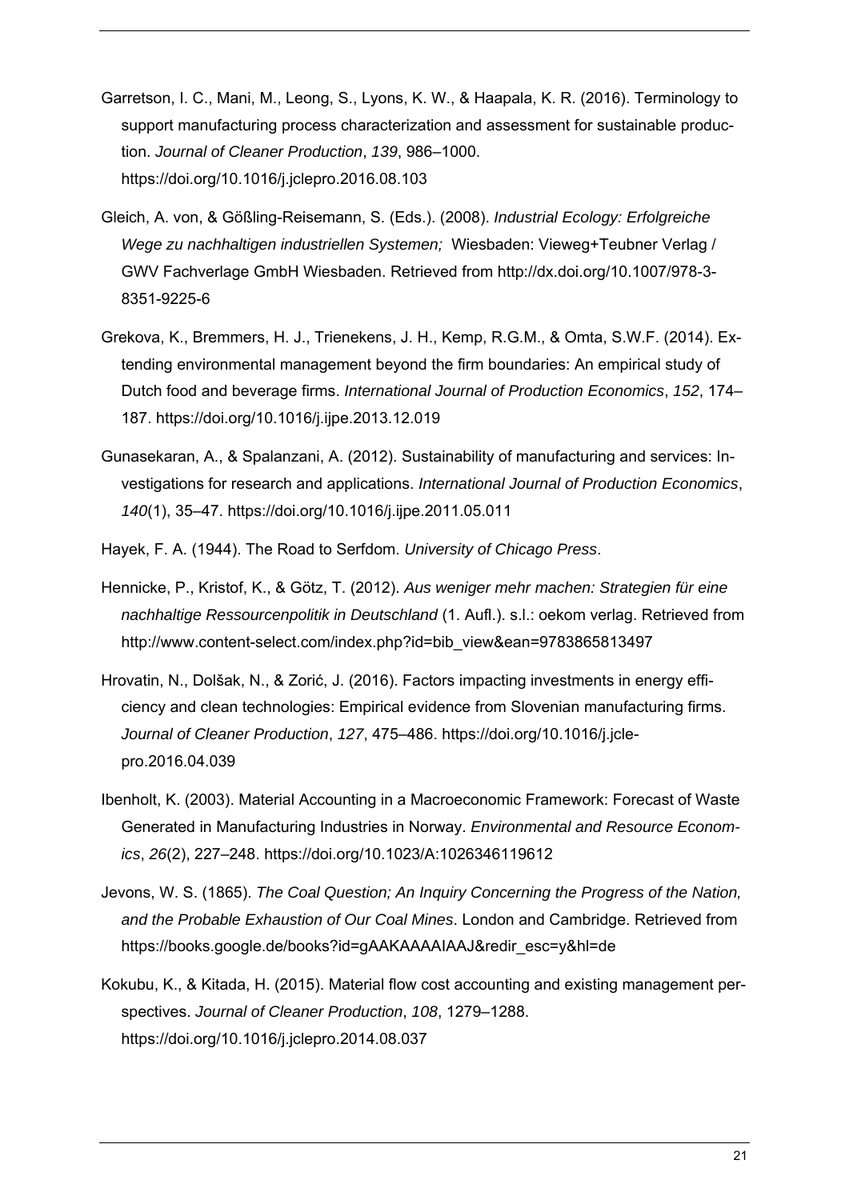Garretson, I. C., Mani, M., Leong, S., Lyons, K. W., & Haapala, K. R. (2016). Terminology to support manufacturing process characterization and assessment for sustainable production. *Journal of Cleaner Production*, *139*, 986–1000. https://doi.org/10.1016/j.jclepro.2016.08.103

Gleich, A. von, & Gößling-Reisemann, S. (Eds.). (2008). *Industrial Ecology: Erfolgreiche Wege zu nachhaltigen industriellen Systemen;* Wiesbaden: Vieweg+Teubner Verlag / GWV Fachverlage GmbH Wiesbaden. Retrieved from http://dx.doi.org/10.1007/978-3-8351-9225-6

Grekova, K., Bremmers, H. J., Trienekens, J. H., Kemp, R.G.M., & Omta, S.W.F. (2014). Extending environmental management beyond the firm boundaries: An empirical study of Dutch food and beverage firms. *International Journal of Production Economics*, *152*, 174–187. https://doi.org/10.1016/j.ijpe.2013.12.019

Gunasekaran, A., & Spalanzani, A. (2012). Sustainability of manufacturing and services: Investigations for research and applications. *International Journal of Production Economics*, *140*(1), 35–47. https://doi.org/10.1016/j.ijpe.2011.05.011

Hayek, F. A. (1944). The Road to Serfdom. *University of Chicago Press*.

Hennicke, P., Kristof, K., & Götz, T. (2012). *Aus weniger mehr machen: Strategien für eine nachhaltige Ressourcenpolitik in Deutschland* (1. Aufl.). s.l.: oekom verlag. Retrieved from http://www.content-select.com/index.php?id=bib_view&ean=9783865813497

Hrovatin, N., Dolšak, N., & Zorić, J. (2016). Factors impacting investments in energy efficiency and clean technologies: Empirical evidence from Slovenian manufacturing firms. *Journal of Cleaner Production*, *127*, 475–486. https://doi.org/10.1016/j.jclepro.2016.04.039

Ibenholt, K. (2003). Material Accounting in a Macroeconomic Framework: Forecast of Waste Generated in Manufacturing Industries in Norway. *Environmental and Resource Economics*, *26*(2), 227–248. https://doi.org/10.1023/A:1026346119612

Jevons, W. S. (1865). *The Coal Question; An Inquiry Concerning the Progress of the Nation, and the Probable Exhaustion of Our Coal Mines*. London and Cambridge. Retrieved from https://books.google.de/books?id=gAAKAAAAIAAJ&redir_esc=y&hl=de

Kokubu, K., & Kitada, H. (2015). Material flow cost accounting and existing management perspectives. *Journal of Cleaner Production*, *108*, 1279–1288. https://doi.org/10.1016/j.jclepro.2014.08.037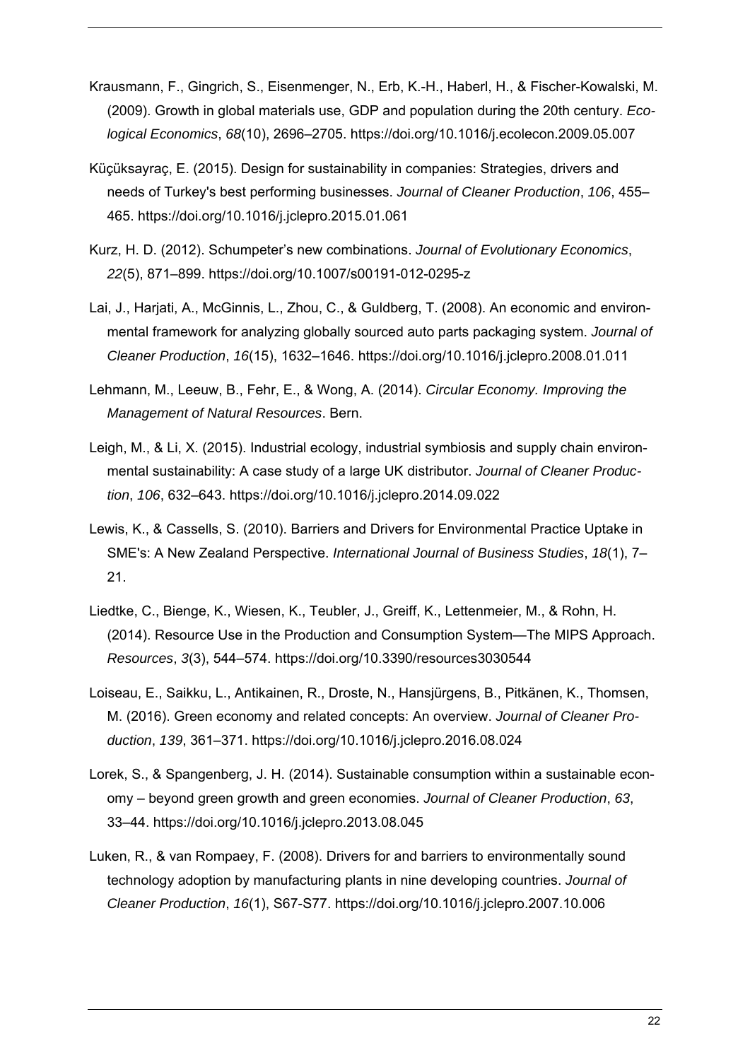Krausmann, F., Gingrich, S., Eisenmenger, N., Erb, K.-H., Haberl, H., & Fischer-Kowalski, M. (2009). Growth in global materials use, GDP and population during the 20th century. *Ecological Economics*, *68*(10), 2696–2705. https://doi.org/10.1016/j.ecolecon.2009.05.007

Küçüksayraç, E. (2015). Design for sustainability in companies: Strategies, drivers and needs of Turkey's best performing businesses. *Journal of Cleaner Production*, *106*, 455–465. https://doi.org/10.1016/j.jclepro.2015.01.061

Kurz, H. D. (2012). Schumpeter's new combinations. *Journal of Evolutionary Economics*, *22*(5), 871–899. https://doi.org/10.1007/s00191-012-0295-z

Lai, J., Harjati, A., McGinnis, L., Zhou, C., & Guldberg, T. (2008). An economic and environmental framework for analyzing globally sourced auto parts packaging system. *Journal of Cleaner Production*, *16*(15), 1632–1646. https://doi.org/10.1016/j.jclepro.2008.01.011

Lehmann, M., Leeuw, B., Fehr, E., & Wong, A. (2014). *Circular Economy. Improving the Management of Natural Resources*. Bern.

Leigh, M., & Li, X. (2015). Industrial ecology, industrial symbiosis and supply chain environmental sustainability: A case study of a large UK distributor. *Journal of Cleaner Production*, *106*, 632–643. https://doi.org/10.1016/j.jclepro.2014.09.022

Lewis, K., & Cassells, S. (2010). Barriers and Drivers for Environmental Practice Uptake in SME's: A New Zealand Perspective. *International Journal of Business Studies*, *18*(1), 7–21.

Liedtke, C., Bienge, K., Wiesen, K., Teubler, J., Greiff, K., Lettenmeier, M., & Rohn, H. (2014). Resource Use in the Production and Consumption System—The MIPS Approach. *Resources*, *3*(3), 544–574. https://doi.org/10.3390/resources3030544

Loiseau, E., Saikku, L., Antikainen, R., Droste, N., Hansjürgens, B., Pitkänen, K., Thomsen, M. (2016). Green economy and related concepts: An overview. *Journal of Cleaner Production*, *139*, 361–371. https://doi.org/10.1016/j.jclepro.2016.08.024

Lorek, S., & Spangenberg, J. H. (2014). Sustainable consumption within a sustainable economy – beyond green growth and green economies. *Journal of Cleaner Production*, *63*, 33–44. https://doi.org/10.1016/j.jclepro.2013.08.045

Luken, R., & van Rompaey, F. (2008). Drivers for and barriers to environmentally sound technology adoption by manufacturing plants in nine developing countries. *Journal of Cleaner Production*, *16*(1), S67-S77. https://doi.org/10.1016/j.jclepro.2007.10.006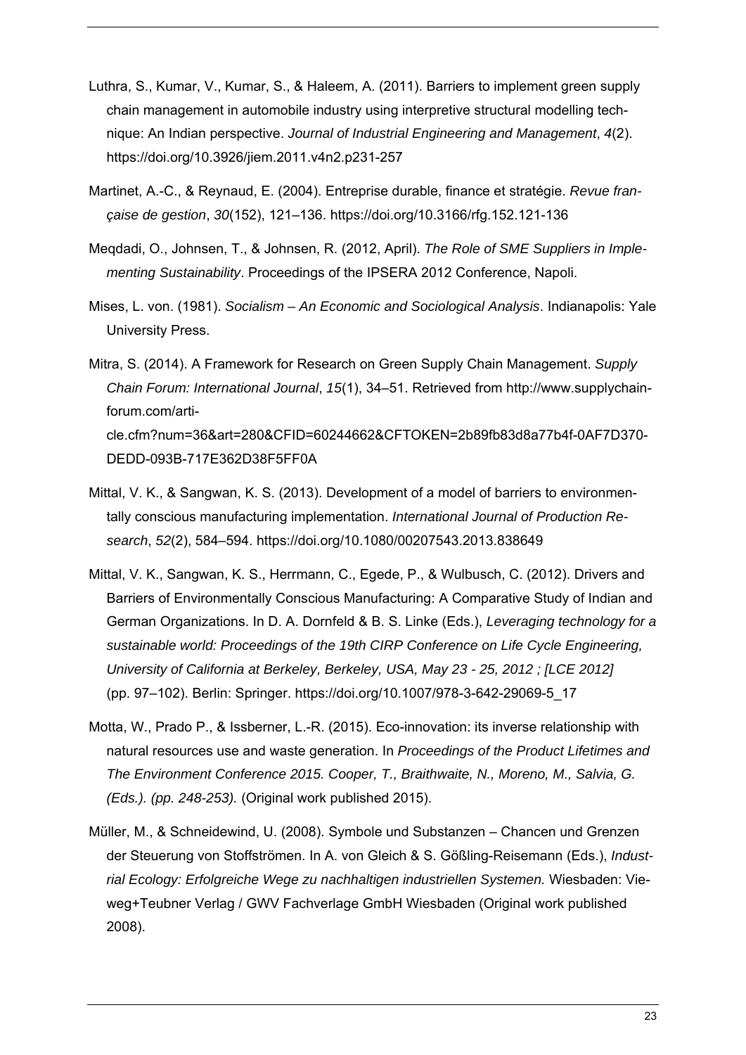Luthra, S., Kumar, V., Kumar, S., & Haleem, A. (2011). Barriers to implement green supply chain management in automobile industry using interpretive structural modelling technique: An Indian perspective. *Journal of Industrial Engineering and Management*, *4*(2). https://doi.org/10.3926/jiem.2011.v4n2.p231-257

Martinet, A.-C., & Reynaud, E. (2004). Entreprise durable, finance et stratégie. *Revue française de gestion*, *30*(152), 121–136. https://doi.org/10.3166/rfg.152.121-136

Meqdadi, O., Johnsen, T., & Johnsen, R. (2012, April). *The Role of SME Suppliers in Implementing Sustainability*. Proceedings of the IPSERA 2012 Conference, Napoli.

Mises, L. von. (1981). *Socialism – An Economic and Sociological Analysis*. Indianapolis: Yale University Press.

Mitra, S. (2014). A Framework for Research on Green Supply Chain Management. *Supply Chain Forum: International Journal*, *15*(1), 34–51. Retrieved from http://www.supplychainforum.com/article.cfm?num=36&art=280&CFID=60244662&CFTOKEN=2b89fb83d8a77b4f-0AF7D370-DEDD-093B-717E362D38F5FF0A

Mittal, V. K., & Sangwan, K. S. (2013). Development of a model of barriers to environmentally conscious manufacturing implementation. *International Journal of Production Research*, *52*(2), 584–594. https://doi.org/10.1080/00207543.2013.838649

Mittal, V. K., Sangwan, K. S., Herrmann, C., Egede, P., & Wulbusch, C. (2012). Drivers and Barriers of Environmentally Conscious Manufacturing: A Comparative Study of Indian and German Organizations. In D. A. Dornfeld & B. S. Linke (Eds.), *Leveraging technology for a sustainable world: Proceedings of the 19th CIRP Conference on Life Cycle Engineering, University of California at Berkeley, Berkeley, USA, May 23 - 25, 2012 ; [LCE 2012]* (pp. 97–102). Berlin: Springer. https://doi.org/10.1007/978-3-642-29069-5_17

Motta, W., Prado P., & Issberner, L.-R. (2015). Eco-innovation: its inverse relationship with natural resources use and waste generation. In *Proceedings of the Product Lifetimes and The Environment Conference 2015. Cooper, T., Braithwaite, N., Moreno, M., Salvia, G. (Eds.). (pp. 248-253).* (Original work published 2015).

Müller, M., & Schneidewind, U. (2008). Symbole und Substanzen – Chancen und Grenzen der Steuerung von Stoffströmen. In A. von Gleich & S. Gößling-Reisemann (Eds.), *Industrial Ecology: Erfolgreiche Wege zu nachhaltigen industriellen Systemen.* Wiesbaden: Vieweg+Teubner Verlag / GWV Fachverlage GmbH Wiesbaden (Original work published 2008).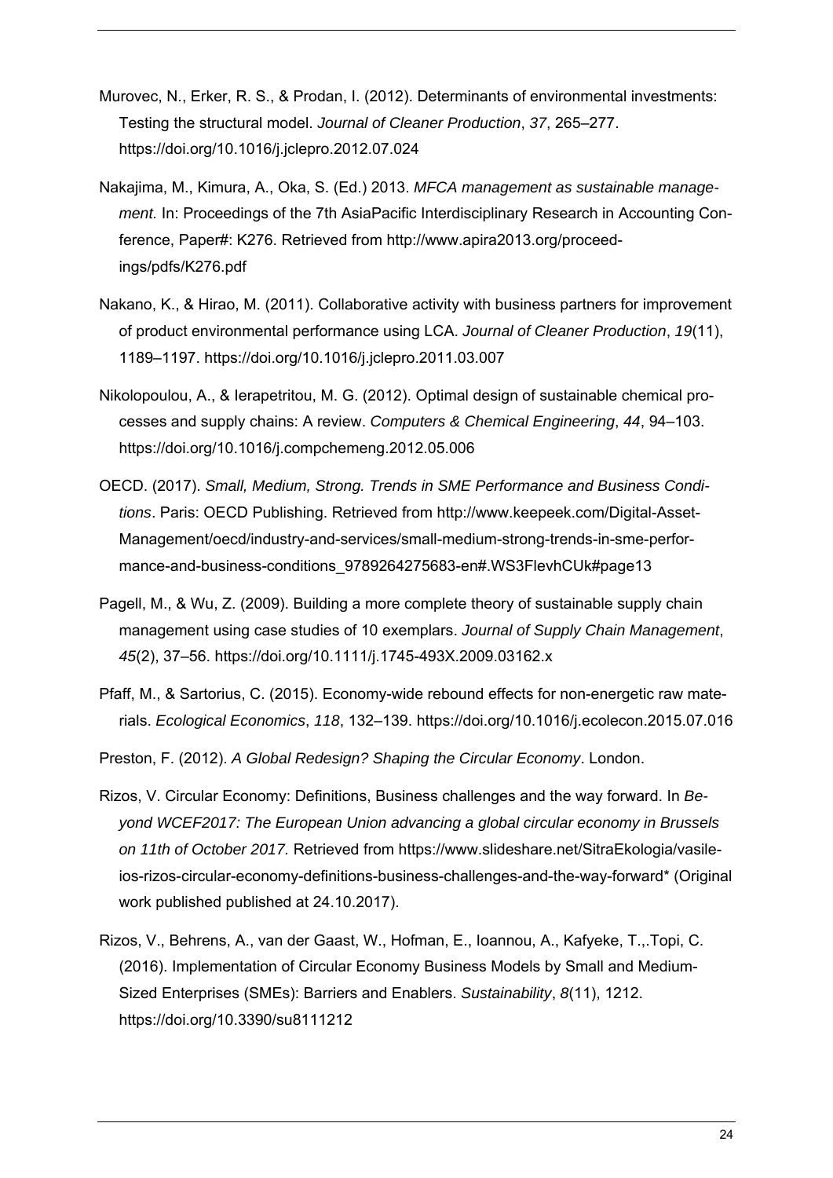Murovec, N., Erker, R. S., & Prodan, I. (2012). Determinants of environmental investments: Testing the structural model. *Journal of Cleaner Production*, *37*, 265–277. https://doi.org/10.1016/j.jclepro.2012.07.024

Nakajima, M., Kimura, A., Oka, S. (Ed.) 2013. *MFCA management as sustainable management.* In: Proceedings of the 7th AsiaPacific Interdisciplinary Research in Accounting Conference, Paper#: K276. Retrieved from http://www.apira2013.org/proceedings/pdfs/K276.pdf

Nakano, K., & Hirao, M. (2011). Collaborative activity with business partners for improvement of product environmental performance using LCA. *Journal of Cleaner Production*, *19*(11), 1189–1197. https://doi.org/10.1016/j.jclepro.2011.03.007

Nikolopoulou, A., & Ierapetritou, M. G. (2012). Optimal design of sustainable chemical processes and supply chains: A review. *Computers & Chemical Engineering*, *44*, 94–103. https://doi.org/10.1016/j.compchemeng.2012.05.006

OECD. (2017). *Small, Medium, Strong. Trends in SME Performance and Business Conditions*. Paris: OECD Publishing. Retrieved from http://www.keepeek.com/Digital-Asset-Management/oecd/industry-and-services/small-medium-strong-trends-in-sme-performance-and-business-conditions_9789264275683-en#.WS3FlevhCUk#page13

Pagell, M., & Wu, Z. (2009). Building a more complete theory of sustainable supply chain management using case studies of 10 exemplars. *Journal of Supply Chain Management*, *45*(2), 37–56. https://doi.org/10.1111/j.1745-493X.2009.03162.x

Pfaff, M., & Sartorius, C. (2015). Economy-wide rebound effects for non-energetic raw materials. *Ecological Economics*, *118*, 132–139. https://doi.org/10.1016/j.ecolecon.2015.07.016

Preston, F. (2012). *A Global Redesign? Shaping the Circular Economy*. London.

Rizos, V. Circular Economy: Definitions, Business challenges and the way forward. In *Beyond WCEF2017: The European Union advancing a global circular economy in Brussels on 11th of October 2017.* Retrieved from https://www.slideshare.net/SitraEkologia/vasileios-rizos-circular-economy-definitions-business-challenges-and-the-way-forward* (Original work published published at 24.10.2017).

Rizos, V., Behrens, A., van der Gaast, W., Hofman, E., Ioannou, A., Kafyeke, T.,.Topi, C. (2016). Implementation of Circular Economy Business Models by Small and Medium-Sized Enterprises (SMEs): Barriers and Enablers. *Sustainability*, *8*(11), 1212. https://doi.org/10.3390/su8111212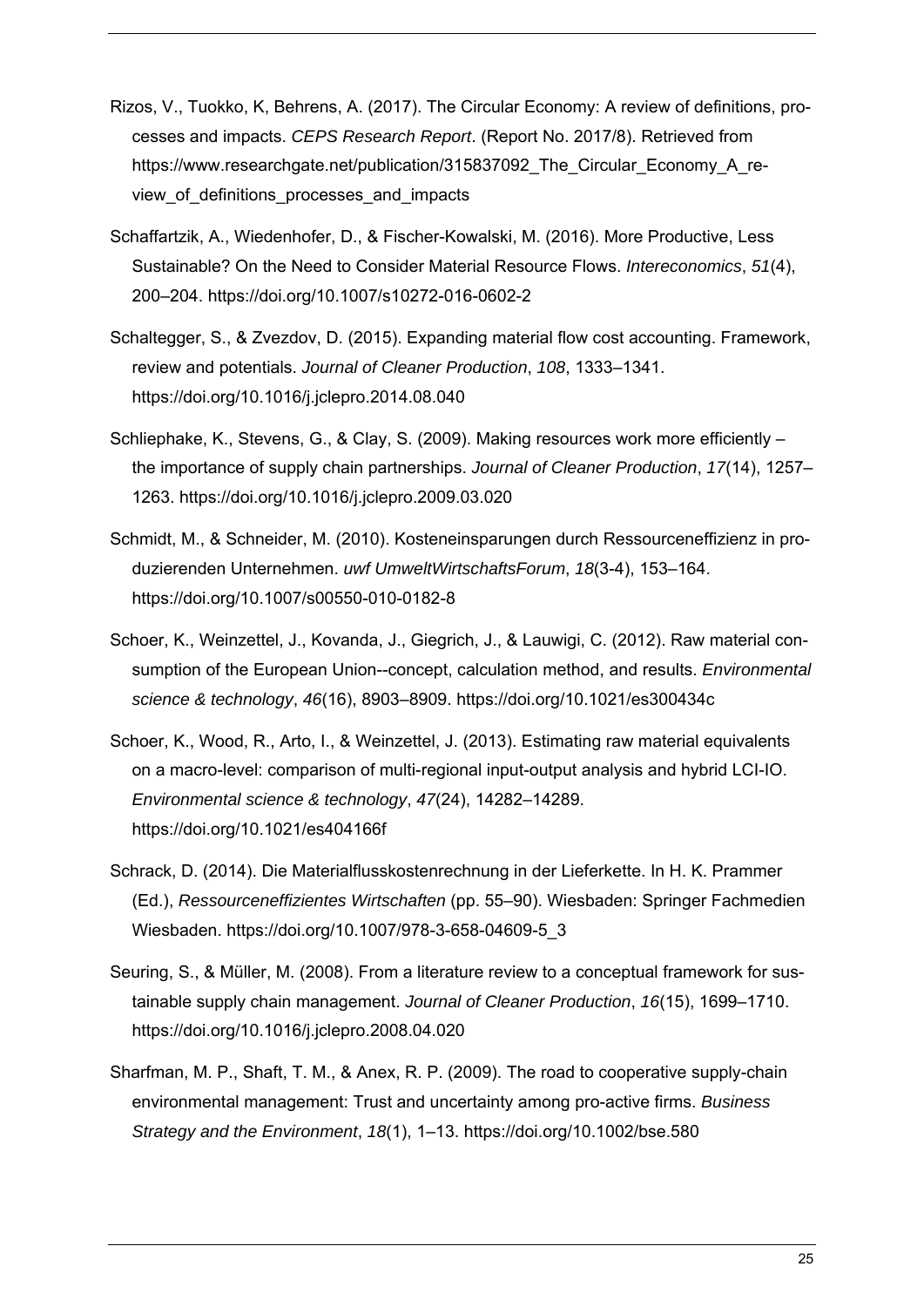Rizos, V., Tuokko, K, Behrens, A. (2017). The Circular Economy: A review of definitions, processes and impacts. *CEPS Research Report*. (Report No. 2017/8). Retrieved from https://www.researchgate.net/publication/315837092_The_Circular_Economy_A_review_of_definitions_processes_and_impacts

Schaffartzik, A., Wiedenhofer, D., & Fischer-Kowalski, M. (2016). More Productive, Less Sustainable? On the Need to Consider Material Resource Flows. *Intereconomics*, *51*(4), 200–204. https://doi.org/10.1007/s10272-016-0602-2

Schaltegger, S., & Zvezdov, D. (2015). Expanding material flow cost accounting. Framework, review and potentials. *Journal of Cleaner Production*, *108*, 1333–1341. https://doi.org/10.1016/j.jclepro.2014.08.040

Schliephake, K., Stevens, G., & Clay, S. (2009). Making resources work more efficiently – the importance of supply chain partnerships. *Journal of Cleaner Production*, *17*(14), 1257–1263. https://doi.org/10.1016/j.jclepro.2009.03.020

Schmidt, M., & Schneider, M. (2010). Kosteneinsparungen durch Ressourceneffizienz in produzierenden Unternehmen. *uwf UmweltWirtschaftsForum*, *18*(3-4), 153–164. https://doi.org/10.1007/s00550-010-0182-8

Schoer, K., Weinzettel, J., Kovanda, J., Giegrich, J., & Lauwigi, C. (2012). Raw material consumption of the European Union--concept, calculation method, and results. *Environmental science & technology*, *46*(16), 8903–8909. https://doi.org/10.1021/es300434c

Schoer, K., Wood, R., Arto, I., & Weinzettel, J. (2013). Estimating raw material equivalents on a macro-level: comparison of multi-regional input-output analysis and hybrid LCI-IO. *Environmental science & technology*, *47*(24), 14282–14289. https://doi.org/10.1021/es404166f

Schrack, D. (2014). Die Materialflusskostenrechnung in der Lieferkette. In H. K. Prammer (Ed.), *Ressourceneffizientes Wirtschaften* (pp. 55–90). Wiesbaden: Springer Fachmedien Wiesbaden. https://doi.org/10.1007/978-3-658-04609-5_3

Seuring, S., & Müller, M. (2008). From a literature review to a conceptual framework for sustainable supply chain management. *Journal of Cleaner Production*, *16*(15), 1699–1710. https://doi.org/10.1016/j.jclepro.2008.04.020

Sharfman, M. P., Shaft, T. M., & Anex, R. P. (2009). The road to cooperative supply-chain environmental management: Trust and uncertainty among pro-active firms. *Business Strategy and the Environment*, *18*(1), 1–13. https://doi.org/10.1002/bse.580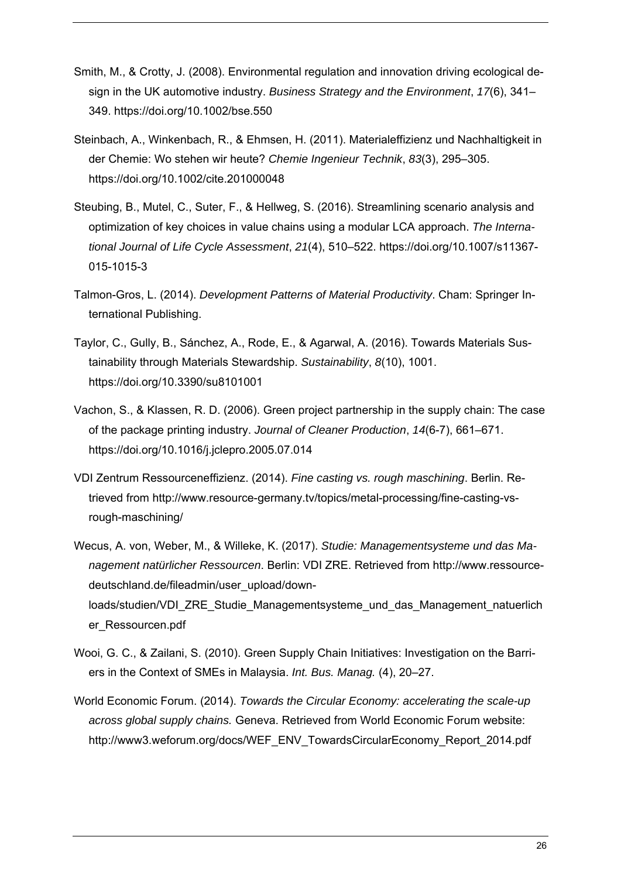Smith, M., & Crotty, J. (2008). Environmental regulation and innovation driving ecological design in the UK automotive industry. *Business Strategy and the Environment*, *17*(6), 341–349. https://doi.org/10.1002/bse.550

Steinbach, A., Winkenbach, R., & Ehmsen, H. (2011). Materialeffizienz und Nachhaltigkeit in der Chemie: Wo stehen wir heute? *Chemie Ingenieur Technik*, *83*(3), 295–305. https://doi.org/10.1002/cite.201000048

Steubing, B., Mutel, C., Suter, F., & Hellweg, S. (2016). Streamlining scenario analysis and optimization of key choices in value chains using a modular LCA approach. *The International Journal of Life Cycle Assessment*, *21*(4), 510–522. https://doi.org/10.1007/s11367-015-1015-3

Talmon-Gros, L. (2014). *Development Patterns of Material Productivity*. Cham: Springer International Publishing.

Taylor, C., Gully, B., Sánchez, A., Rode, E., & Agarwal, A. (2016). Towards Materials Sustainability through Materials Stewardship. *Sustainability*, *8*(10), 1001. https://doi.org/10.3390/su8101001

Vachon, S., & Klassen, R. D. (2006). Green project partnership in the supply chain: The case of the package printing industry. *Journal of Cleaner Production*, *14*(6-7), 661–671. https://doi.org/10.1016/j.jclepro.2005.07.014

VDI Zentrum Ressourceneffizienz. (2014). *Fine casting vs. rough maschining*. Berlin. Retrieved from http://www.resource-germany.tv/topics/metal-processing/fine-casting-vs-rough-maschining/

Wecus, A. von, Weber, M., & Willeke, K. (2017). *Studie: Managementsysteme und das Management natürlicher Ressourcen*. Berlin: VDI ZRE. Retrieved from http://www.ressource-deutschland.de/fileadmin/user_upload/downloads/studien/VDI_ZRE_Studie_Managementsysteme_und_das_Management_natuerlicher_Ressourcen.pdf

Wooi, G. C., & Zailani, S. (2010). Green Supply Chain Initiatives: Investigation on the Barriers in the Context of SMEs in Malaysia. *Int. Bus. Manag.* (4), 20–27.

World Economic Forum. (2014). *Towards the Circular Economy: accelerating the scale-up across global supply chains.* Geneva. Retrieved from World Economic Forum website: http://www3.weforum.org/docs/WEF_ENV_TowardsCircularEconomy_Report_2014.pdf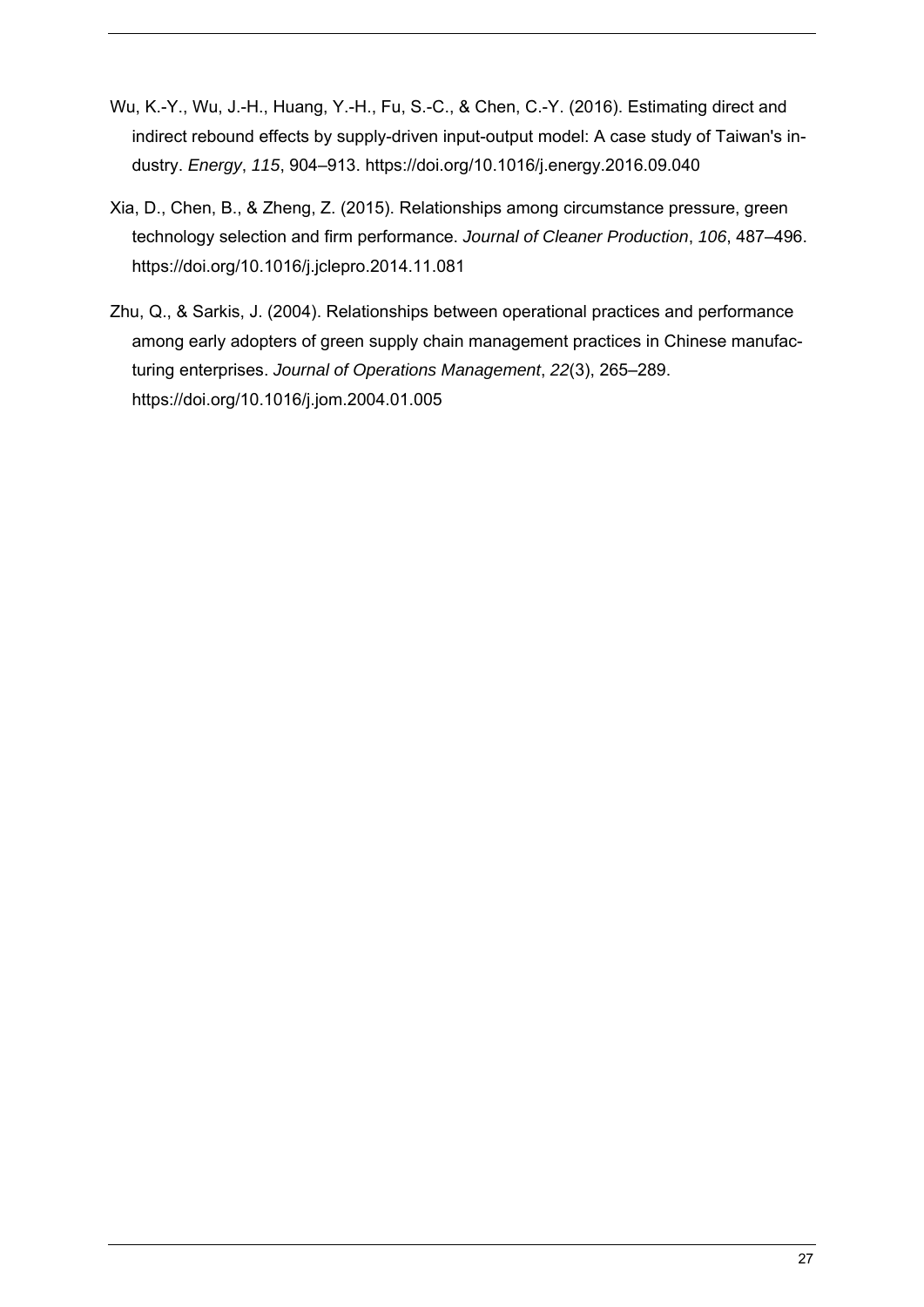Wu, K.-Y., Wu, J.-H., Huang, Y.-H., Fu, S.-C., & Chen, C.-Y. (2016). Estimating direct and indirect rebound effects by supply-driven input-output model: A case study of Taiwan's industry. *Energy*, *115*, 904–913. https://doi.org/10.1016/j.energy.2016.09.040

Xia, D., Chen, B., & Zheng, Z. (2015). Relationships among circumstance pressure, green technology selection and firm performance. *Journal of Cleaner Production*, *106*, 487–496. https://doi.org/10.1016/j.jclepro.2014.11.081

Zhu, Q., & Sarkis, J. (2004). Relationships between operational practices and performance among early adopters of green supply chain management practices in Chinese manufacturing enterprises. *Journal of Operations Management*, *22*(3), 265–289. https://doi.org/10.1016/j.jom.2004.01.005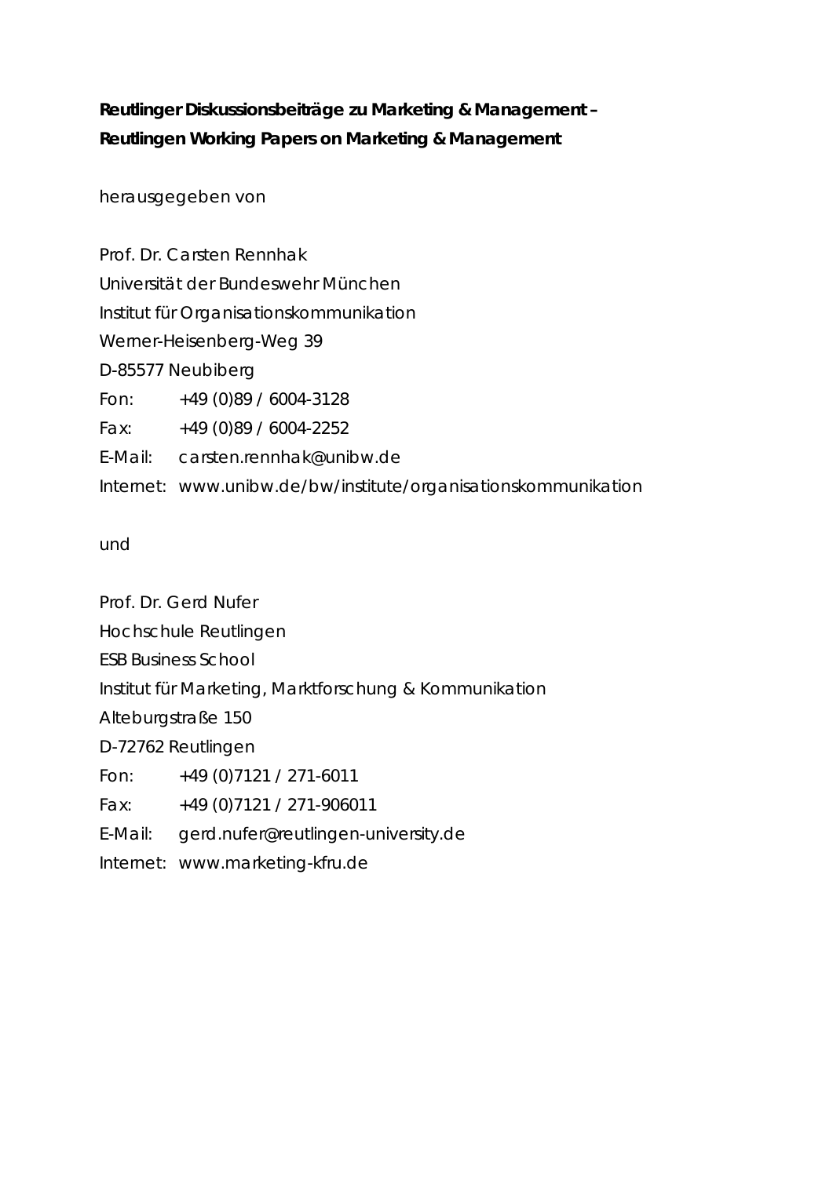**Reutlinger Diskussionsbeiträge zu Marketing & Management –**
**Reutlingen Working Papers on Marketing & Management**

herausgegeben von

Prof. Dr. Carsten Rennhak
Universität der Bundeswehr München
Institut für Organisationskommunikation
Werner-Heisenberg-Weg 39
D-85577 Neubiberg
Fon: +49 (0)89 / 6004-3128
Fax: +49 (0)89 / 6004-2252
E-Mail: carsten.rennhak@unibw.de
Internet: www.unibw.de/bw/institute/organisationskommunikation

und

Prof. Dr. Gerd Nufer
Hochschule Reutlingen
ESB Business School
Institut für Marketing, Marktforschung & Kommunikation
Alteburgstraße 150
D-72762 Reutlingen
Fon: +49 (0)7121 / 271-6011
Fax: +49 (0)7121 / 271-906011
E-Mail: gerd.nufer@reutlingen-university.de
Internet: www.marketing-kfru.de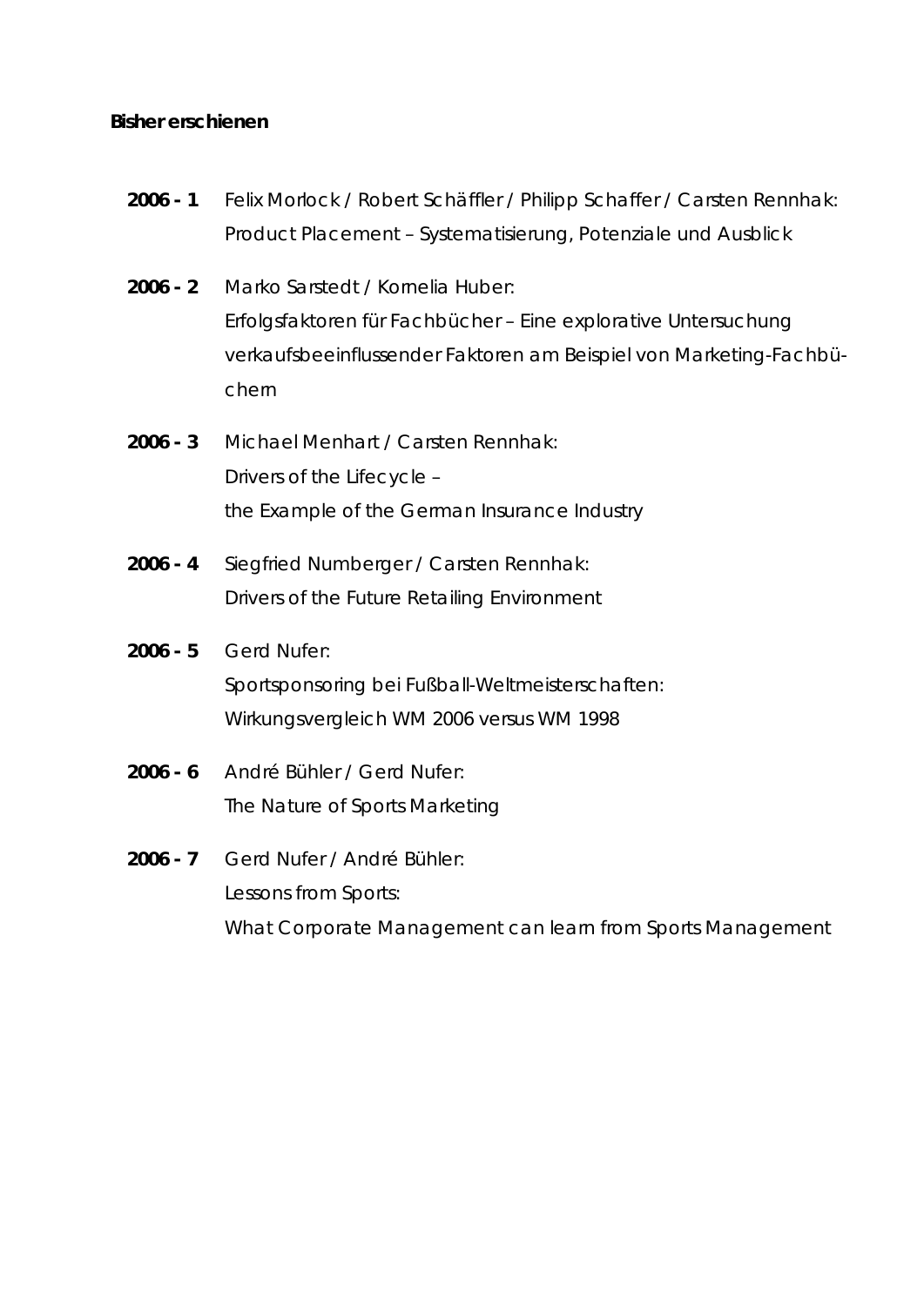**Bisher erschienen**

**2006 - 1** Felix Morlock / Robert Schäffler / Philipp Schaffer / Carsten Rennhak:
Product Placement – Systematisierung, Potenziale und Ausblick

**2006 - 2** Marko Sarstedt / Kornelia Huber:
Erfolgsfaktoren für Fachbücher – Eine explorative Untersuchung verkaufsbeeinflussender Faktoren am Beispiel von Marketing-Fachbüchern

**2006 - 3** Michael Menhart / Carsten Rennhak:
Drivers of the Lifecycle –
the Example of the German Insurance Industry

**2006 - 4** Siegfried Numberger / Carsten Rennhak:
Drivers of the Future Retailing Environment

**2006 - 5** Gerd Nufer:
Sportsponsoring bei Fußball-Weltmeisterschaften:
Wirkungsvergleich WM 2006 versus WM 1998

**2006 - 6** André Bühler / Gerd Nufer:
The Nature of Sports Marketing

**2006 - 7** Gerd Nufer / André Bühler:
Lessons from Sports:
What Corporate Management can learn from Sports Management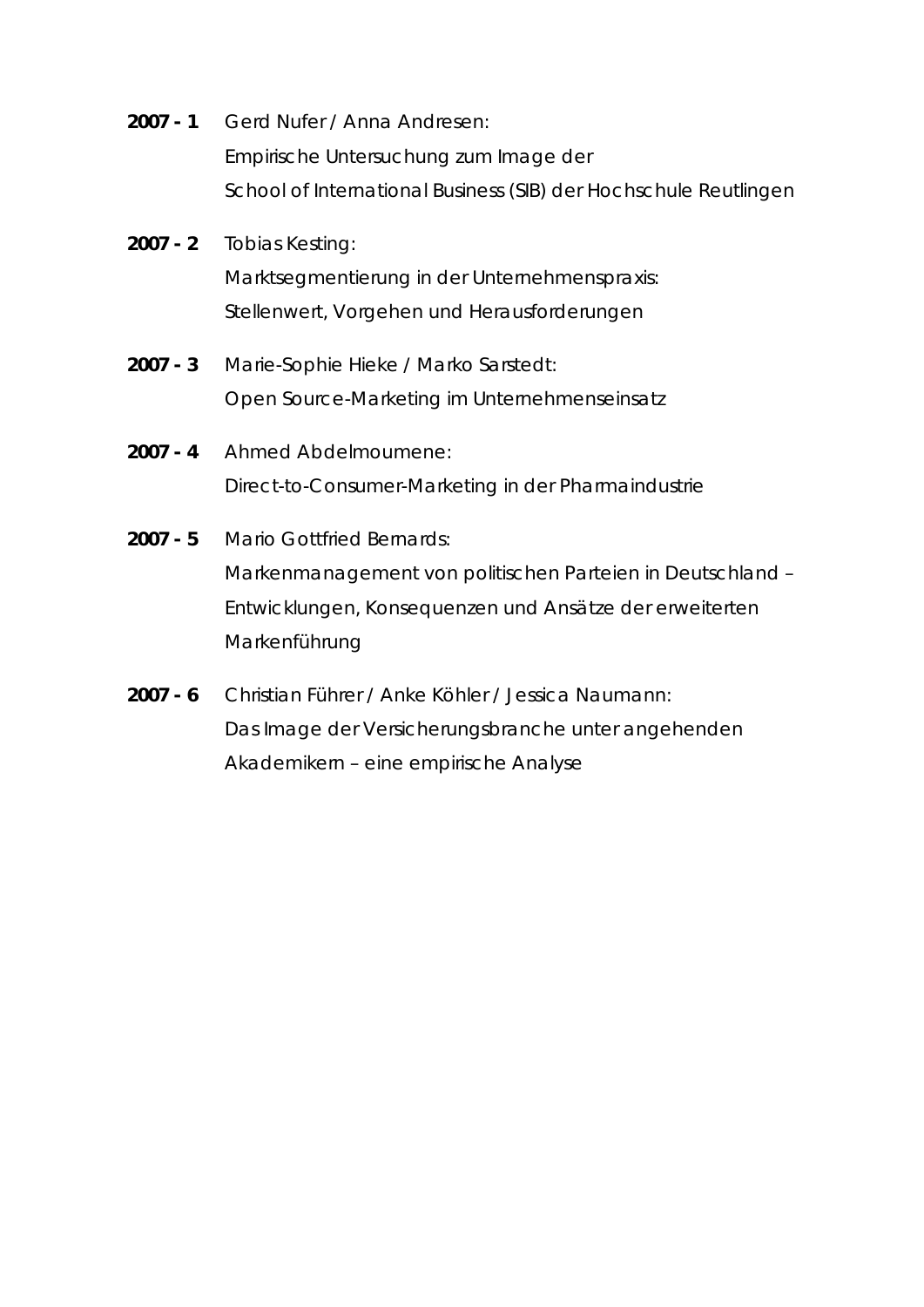**2007 - 1** Gerd Nufer / Anna Andresen:
Empirische Untersuchung zum Image der
School of International Business (SIB) der Hochschule Reutlingen

**2007 - 2** Tobias Kesting:
Marktsegmentierung in der Unternehmenspraxis:
Stellenwert, Vorgehen und Herausforderungen

**2007 - 3** Marie-Sophie Hieke / Marko Sarstedt:
Open Source-Marketing im Unternehmenseinsatz

**2007 - 4** Ahmed Abdelmoumene:
Direct-to-Consumer-Marketing in der Pharmaindustrie

**2007 - 5** Mario Gottfried Bernards:
Markenmanagement von politischen Parteien in Deutschland – Entwicklungen, Konsequenzen und Ansätze der erweiterten Markenführung

**2007 - 6** Christian Führer / Anke Köhler / Jessica Naumann:
Das Image der Versicherungsbranche unter angehenden Akademikern – eine empirische Analyse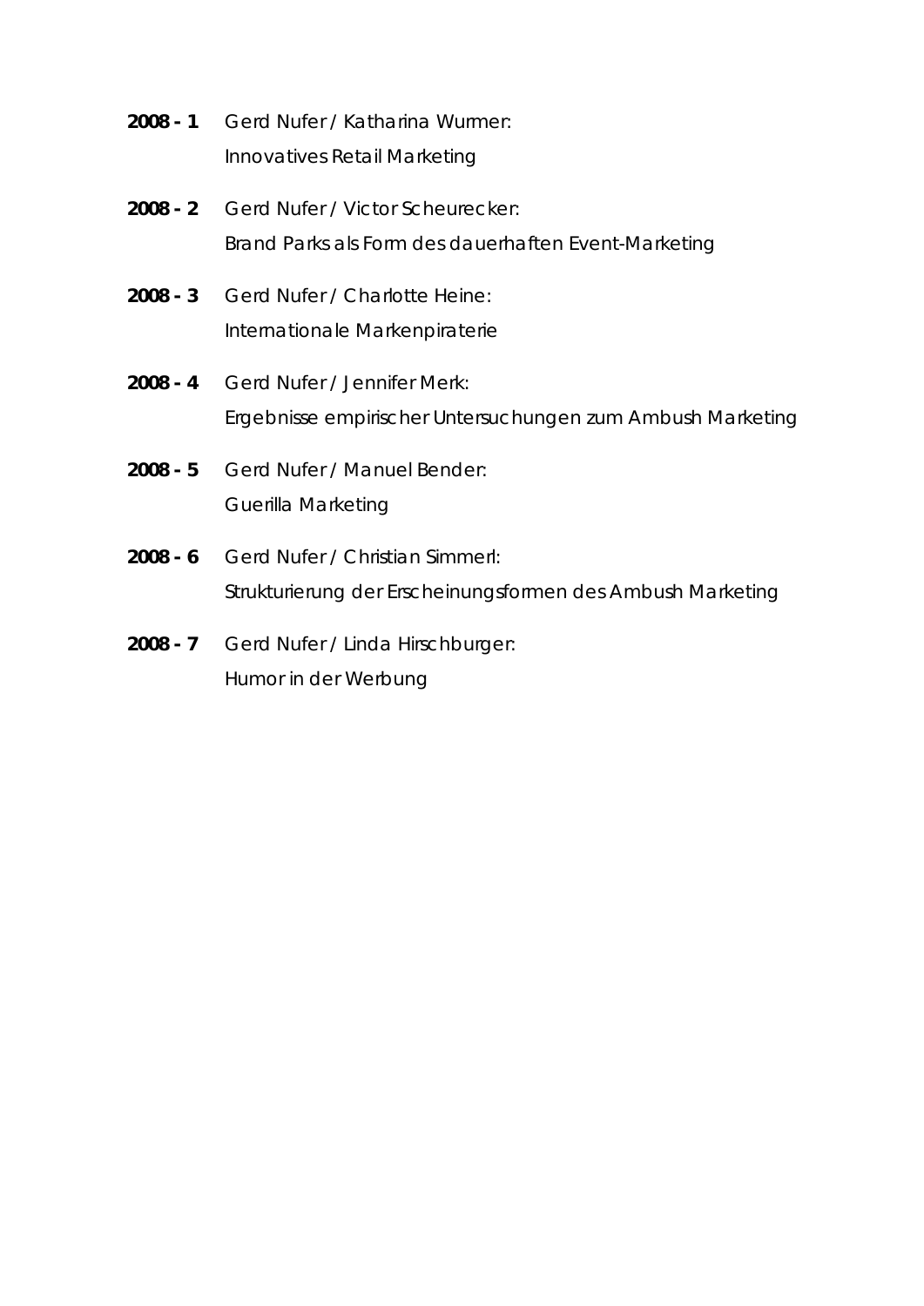**2008 - 1** Gerd Nufer / Katharina Wurmer:
Innovatives Retail Marketing

**2008 - 2** Gerd Nufer / Victor Scheurecker:
Brand Parks als Form des dauerhaften Event-Marketing

**2008 - 3** Gerd Nufer / Charlotte Heine:
Internationale Markenpiraterie

**2008 - 4** Gerd Nufer / Jennifer Merk:
Ergebnisse empirischer Untersuchungen zum Ambush Marketing

**2008 - 5** Gerd Nufer / Manuel Bender:
Guerilla Marketing

**2008 - 6** Gerd Nufer / Christian Simmerl:
Strukturierung der Erscheinungsformen des Ambush Marketing

**2008 - 7** Gerd Nufer / Linda Hirschburger:
Humor in der Werbung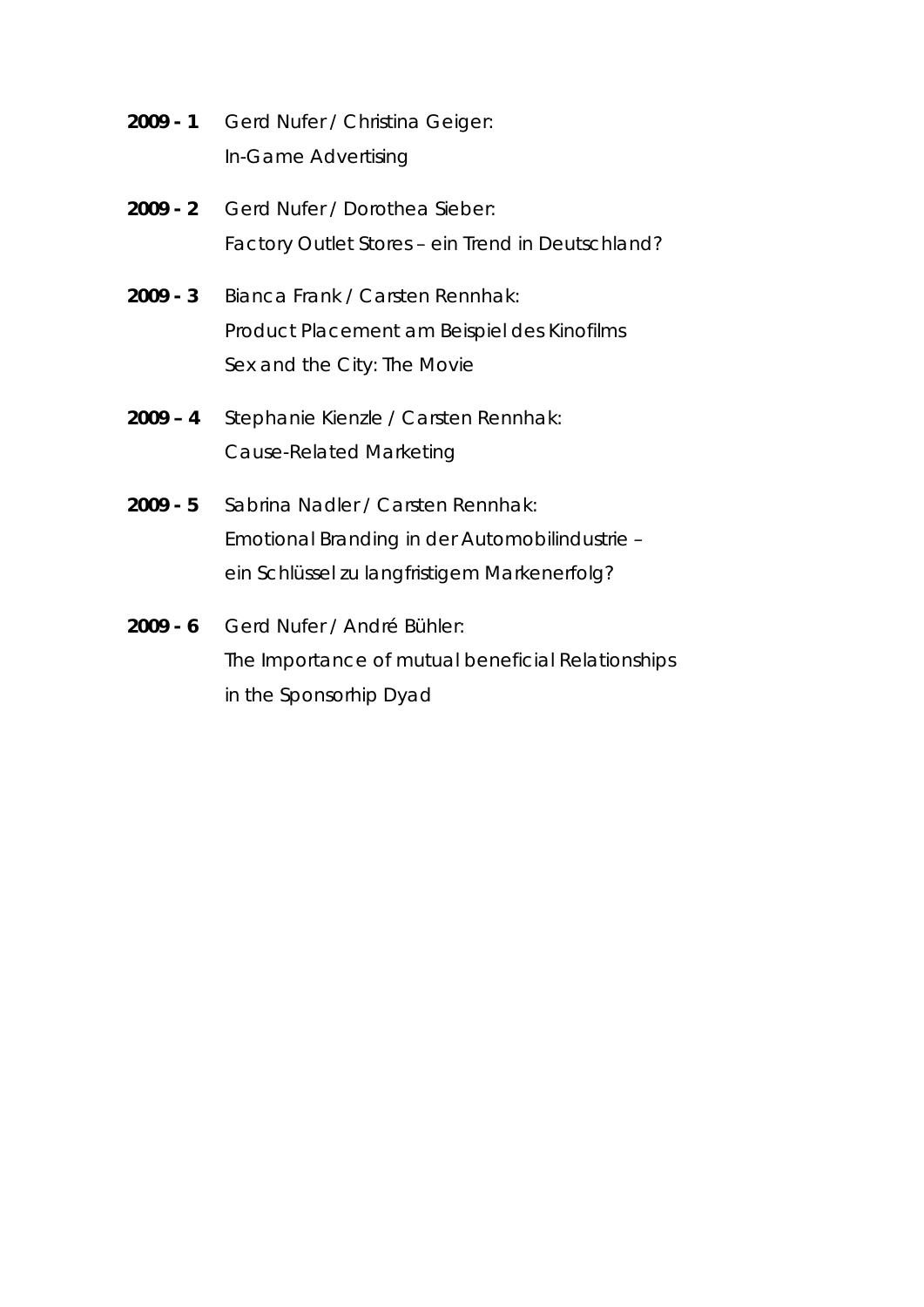**2009 - 1** Gerd Nufer / Christina Geiger:
In-Game Advertising

**2009 - 2** Gerd Nufer / Dorothea Sieber:
Factory Outlet Stores – ein Trend in Deutschland?

**2009 - 3** Bianca Frank / Carsten Rennhak:
Product Placement am Beispiel des Kinofilms
Sex and the City: The Movie

**2009 – 4** Stephanie Kienzle / Carsten Rennhak:
Cause-Related Marketing

**2009 - 5** Sabrina Nadler / Carsten Rennhak:
Emotional Branding in der Automobilindustrie –
ein Schlüssel zu langfristigem Markenerfolg?

**2009 - 6** Gerd Nufer / André Bühler:
The Importance of mutual beneficial Relationships
in the Sponsorhip Dyad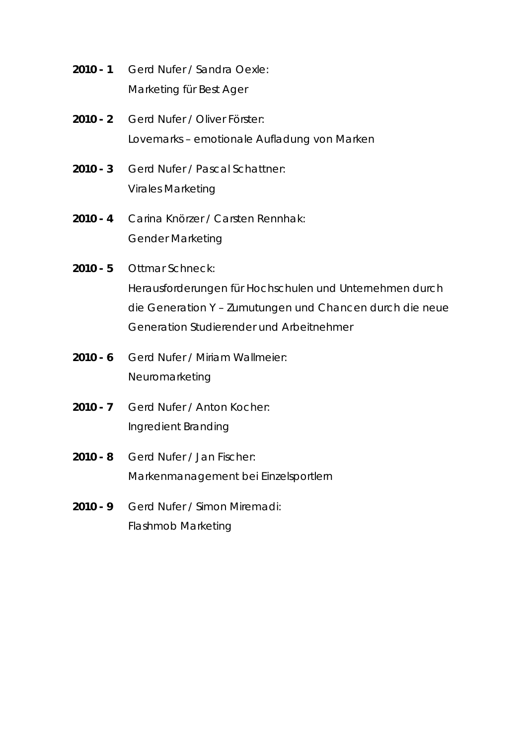**2010 - 1** Gerd Nufer / Sandra Oexle:
Marketing für Best Ager

**2010 - 2** Gerd Nufer / Oliver Förster:
Lovemarks – emotionale Aufladung von Marken

**2010 - 3** Gerd Nufer / Pascal Schattner:
Virales Marketing

**2010 - 4** Carina Knörzer / Carsten Rennhak:
Gender Marketing

**2010 - 5** Ottmar Schneck:
Herausforderungen für Hochschulen und Unternehmen durch die Generation Y – Zumutungen und Chancen durch die neue Generation Studierender und Arbeitnehmer

**2010 - 6** Gerd Nufer / Miriam Wallmeier:
Neuromarketing

**2010 - 7** Gerd Nufer / Anton Kocher:
Ingredient Branding

**2010 - 8** Gerd Nufer / Jan Fischer:
Markenmanagement bei Einzelsportlern

**2010 - 9** Gerd Nufer / Simon Miremadi:
Flashmob Marketing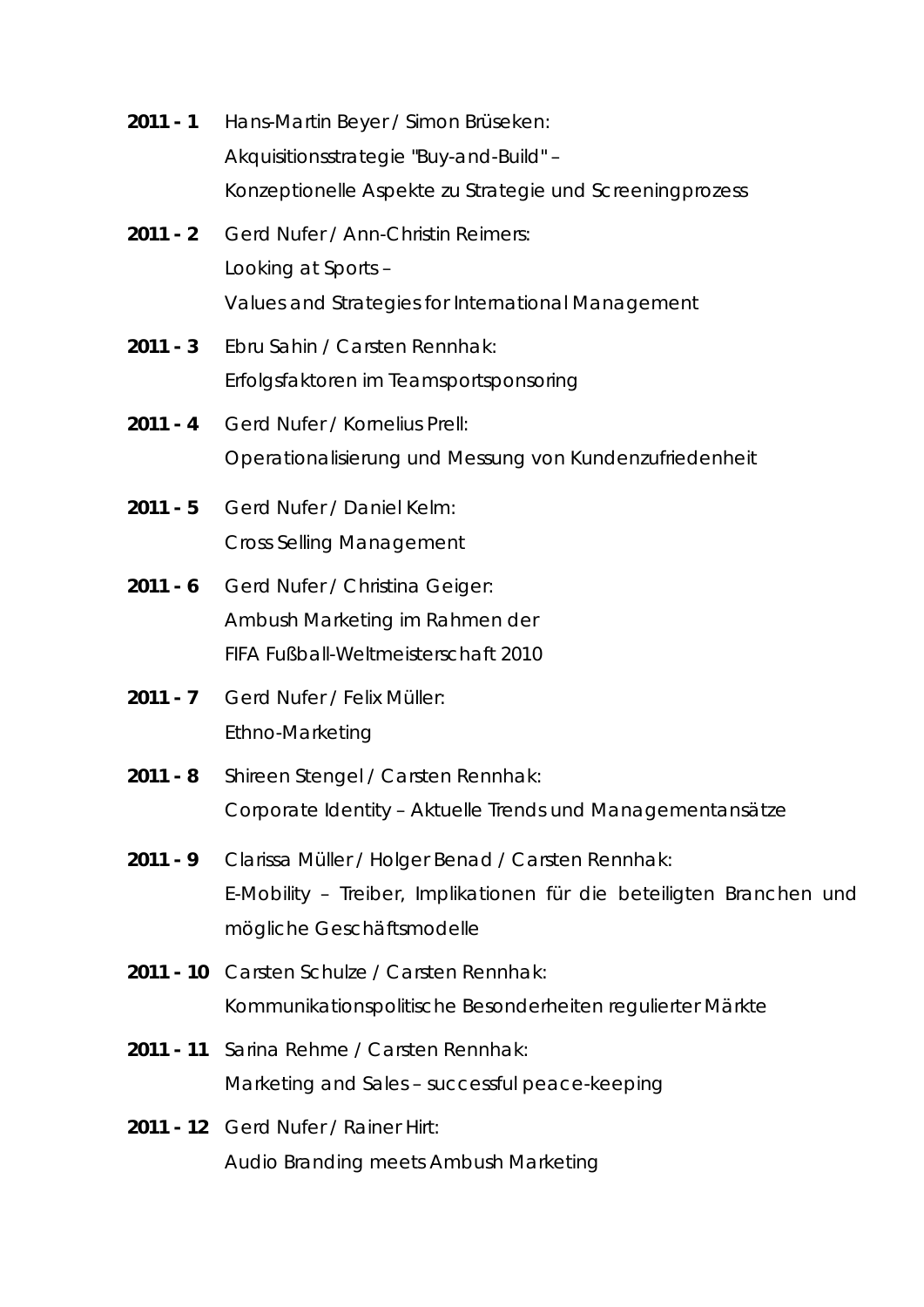**2011 - 1** Hans-Martin Beyer / Simon Brüseken:
Akquisitionsstrategie "Buy-and-Build" –
Konzeptionelle Aspekte zu Strategie und Screeningprozess

**2011 - 2** Gerd Nufer / Ann-Christin Reimers:
Looking at Sports –
Values and Strategies for International Management

**2011 - 3** Ebru Sahin / Carsten Rennhak:
Erfolgsfaktoren im Teamsportsponsoring

**2011 - 4** Gerd Nufer / Kornelius Prell:
Operationalisierung und Messung von Kundenzufriedenheit

**2011 - 5** Gerd Nufer / Daniel Kelm:
Cross Selling Management

**2011 - 6** Gerd Nufer / Christina Geiger:
Ambush Marketing im Rahmen der
FIFA Fußball-Weltmeisterschaft 2010

**2011 - 7** Gerd Nufer / Felix Müller:
Ethno-Marketing

**2011 - 8** Shireen Stengel / Carsten Rennhak:
Corporate Identity – Aktuelle Trends und Managementansätze

**2011 - 9** Clarissa Müller / Holger Benad / Carsten Rennhak:
E-Mobility – Treiber, Implikationen für die beteiligten Branchen und mögliche Geschäftsmodelle

**2011 - 10** Carsten Schulze / Carsten Rennhak:
Kommunikationspolitische Besonderheiten regulierter Märkte

**2011 - 11** Sarina Rehme / Carsten Rennhak:
Marketing and Sales – successful peace-keeping

**2011 - 12** Gerd Nufer / Rainer Hirt:
Audio Branding meets Ambush Marketing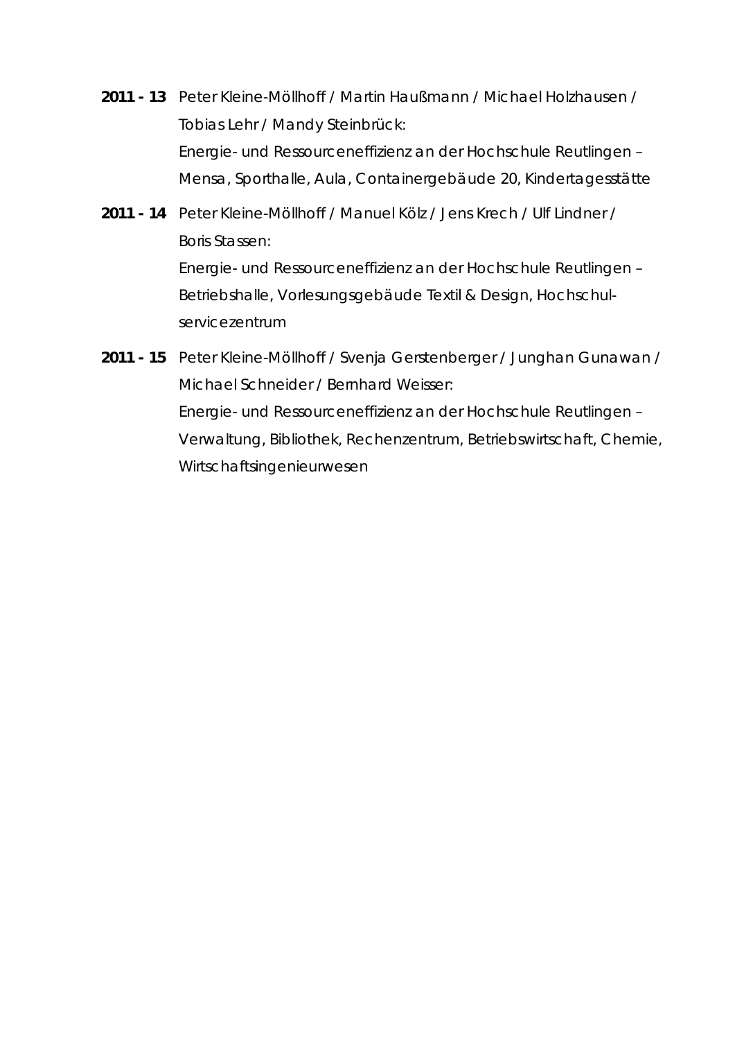**2011 - 13** Peter Kleine-Möllhoff / Martin Haußmann / Michael Holzhausen / Tobias Lehr / Mandy Steinbrück:
Energie- und Ressourceneffizienz an der Hochschule Reutlingen – Mensa, Sporthalle, Aula, Containergebäude 20, Kindertagesstätte

**2011 - 14** Peter Kleine-Möllhoff / Manuel Kölz / Jens Krech / Ulf Lindner / Boris Stassen:
Energie- und Ressourceneffizienz an der Hochschule Reutlingen – Betriebshalle, Vorlesungsgebäude Textil & Design, Hochschulservicezentrum

**2011 - 15** Peter Kleine-Möllhoff / Svenja Gerstenberger / Junghan Gunawan / Michael Schneider / Bernhard Weisser:
Energie- und Ressourceneffizienz an der Hochschule Reutlingen – Verwaltung, Bibliothek, Rechenzentrum, Betriebswirtschaft, Chemie, Wirtschaftsingenieurwesen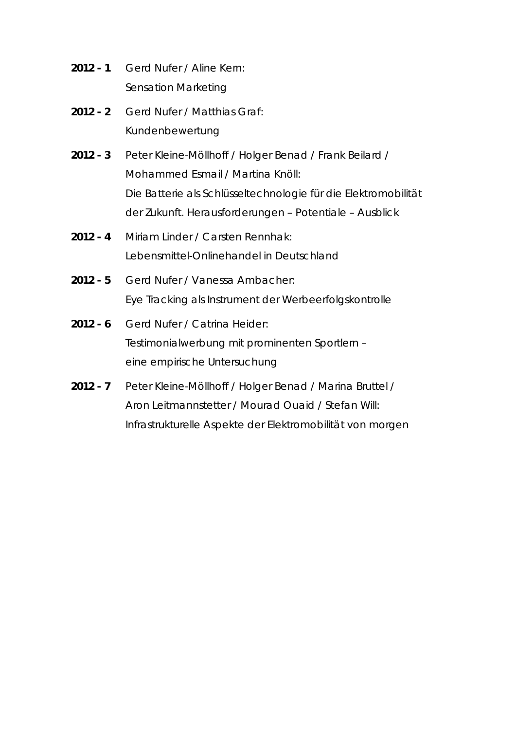**2012 - 1** Gerd Nufer / Aline Kern:
Sensation Marketing

**2012 - 2** Gerd Nufer / Matthias Graf:
Kundenbewertung

**2012 - 3** Peter Kleine-Möllhoff / Holger Benad / Frank Beilard / Mohammed Esmail / Martina Knöll:
Die Batterie als Schlüsseltechnologie für die Elektromobilität der Zukunft. Herausforderungen – Potentiale – Ausblick

**2012 - 4** Miriam Linder / Carsten Rennhak:
Lebensmittel-Onlinehandel in Deutschland

**2012 - 5** Gerd Nufer / Vanessa Ambacher:
Eye Tracking als Instrument der Werbeerfolgskontrolle

**2012 - 6** Gerd Nufer / Catrina Heider:
Testimonialwerbung mit prominenten Sportlern – eine empirische Untersuchung

**2012 - 7** Peter Kleine-Möllhoff / Holger Benad / Marina Bruttel / Aron Leitmannstetter / Mourad Ouaid / Stefan Will:
Infrastrukturelle Aspekte der Elektromobilität von morgen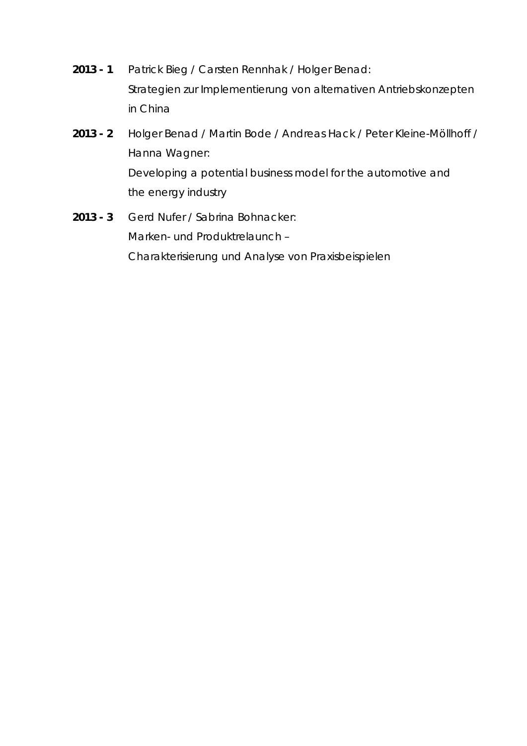**2013 - 1** Patrick Bieg / Carsten Rennhak / Holger Benad:
Strategien zur Implementierung von alternativen Antriebskonzepten in China

**2013 - 2** Holger Benad / Martin Bode / Andreas Hack / Peter Kleine-Möllhoff / Hanna Wagner:
Developing a potential business model for the automotive and the energy industry

**2013 - 3** Gerd Nufer / Sabrina Bohnacker:
Marken- und Produktrelaunch –
Charakterisierung und Analyse von Praxisbeispielen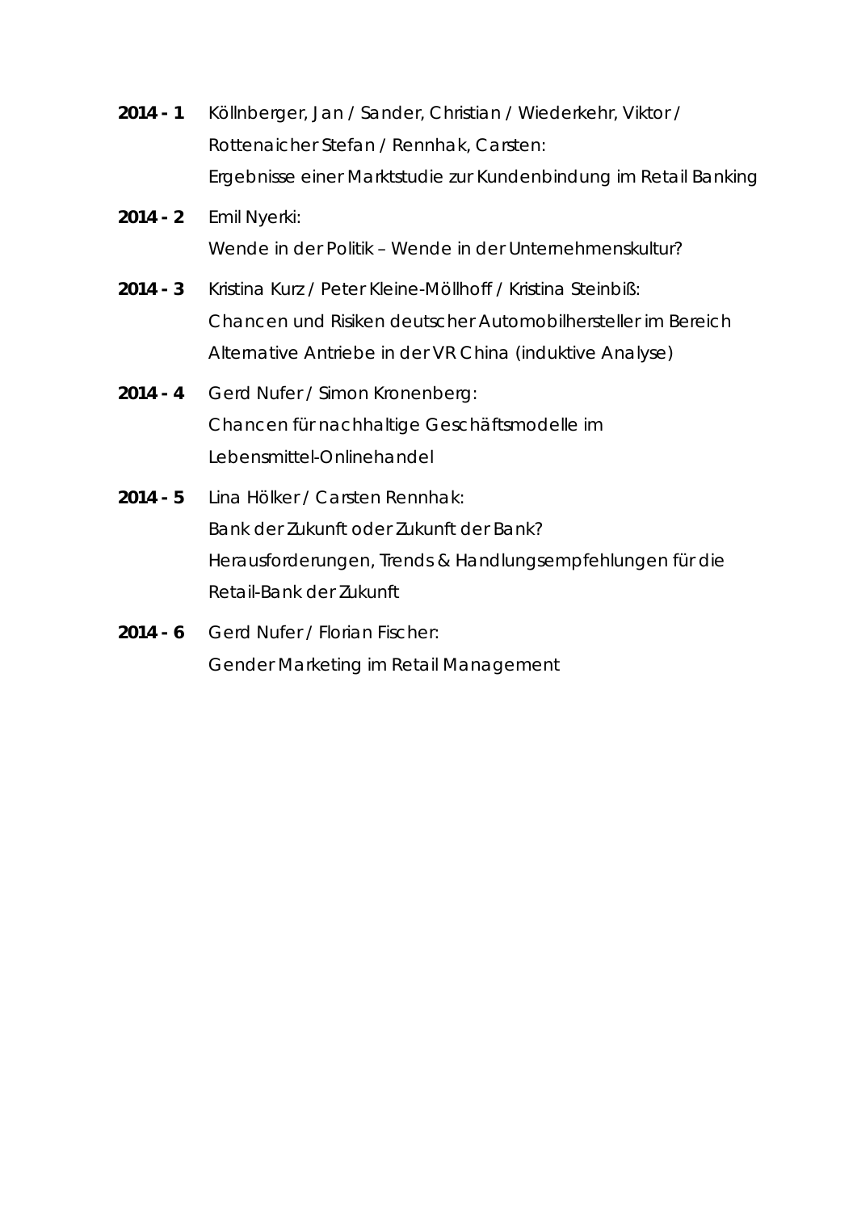**2014 - 1** Köllnberger, Jan / Sander, Christian / Wiederkehr, Viktor / Rottenaicher Stefan / Rennhak, Carsten:
Ergebnisse einer Marktstudie zur Kundenbindung im Retail Banking

**2014 - 2** Emil Nyerki:
Wende in der Politik – Wende in der Unternehmenskultur?

**2014 - 3** Kristina Kurz / Peter Kleine-Möllhoff / Kristina Steinbiß:
Chancen und Risiken deutscher Automobilhersteller im Bereich Alternative Antriebe in der VR China (induktive Analyse)

**2014 - 4** Gerd Nufer / Simon Kronenberg:
Chancen für nachhaltige Geschäftsmodelle im Lebensmittel-Onlinehandel

**2014 - 5** Lina Hölker / Carsten Rennhak:
Bank der Zukunft oder Zukunft der Bank?
Herausforderungen, Trends & Handlungsempfehlungen für die Retail-Bank der Zukunft

**2014 - 6** Gerd Nufer / Florian Fischer:
Gender Marketing im Retail Management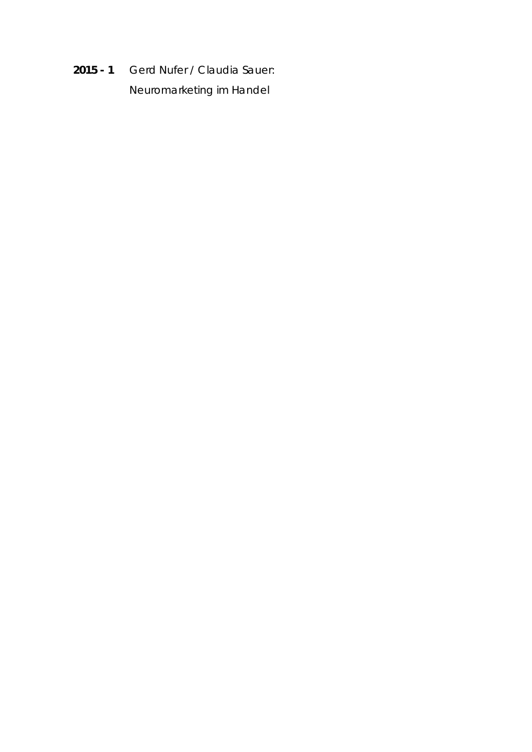**2015 - 1** Gerd Nufer / Claudia Sauer:
Neuromarketing im Handel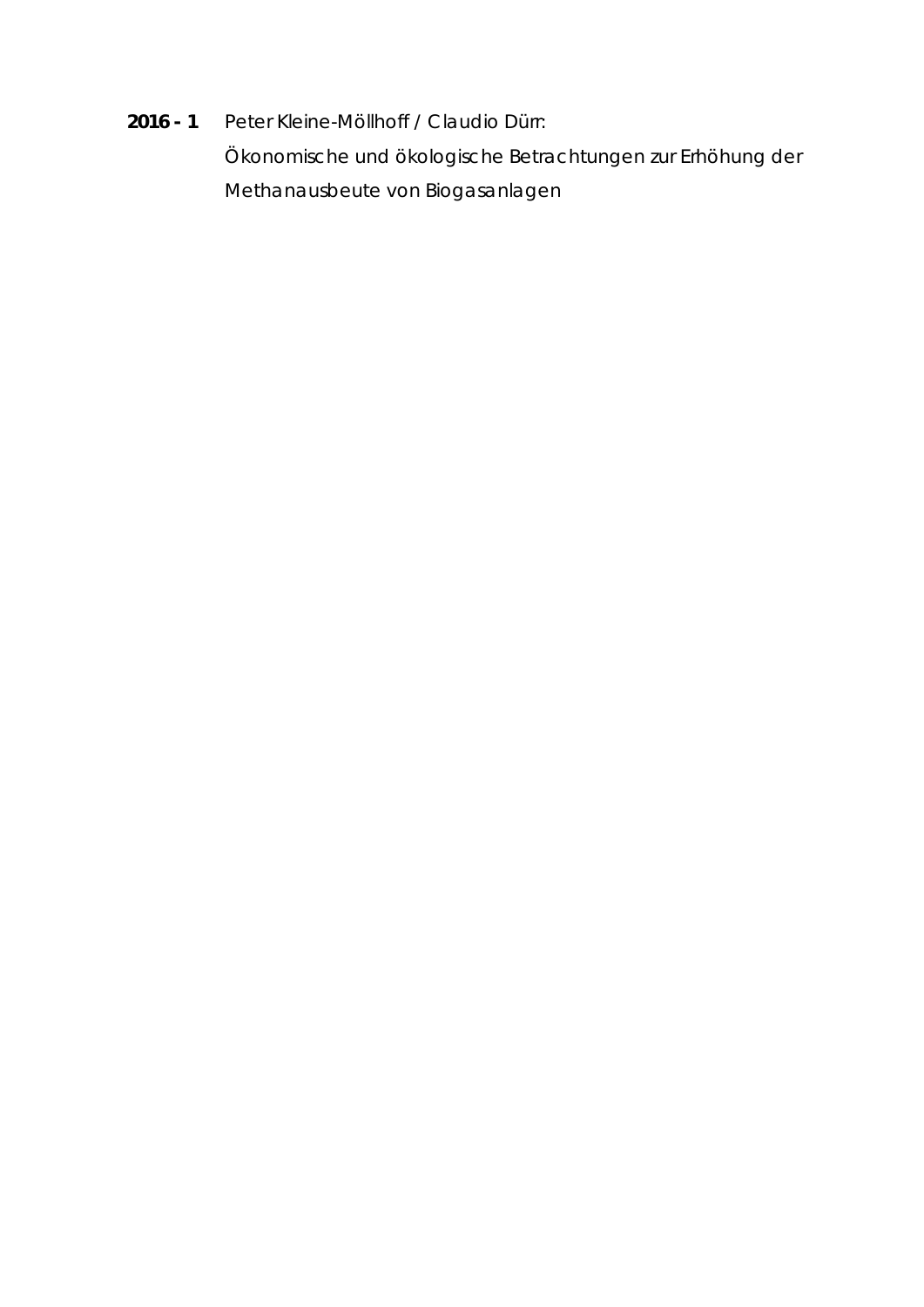**2016 - 1** Peter Kleine-Möllhoff / Claudio Dürr:
Ökonomische und ökologische Betrachtungen zur Erhöhung der Methanausbeute von Biogasanlagen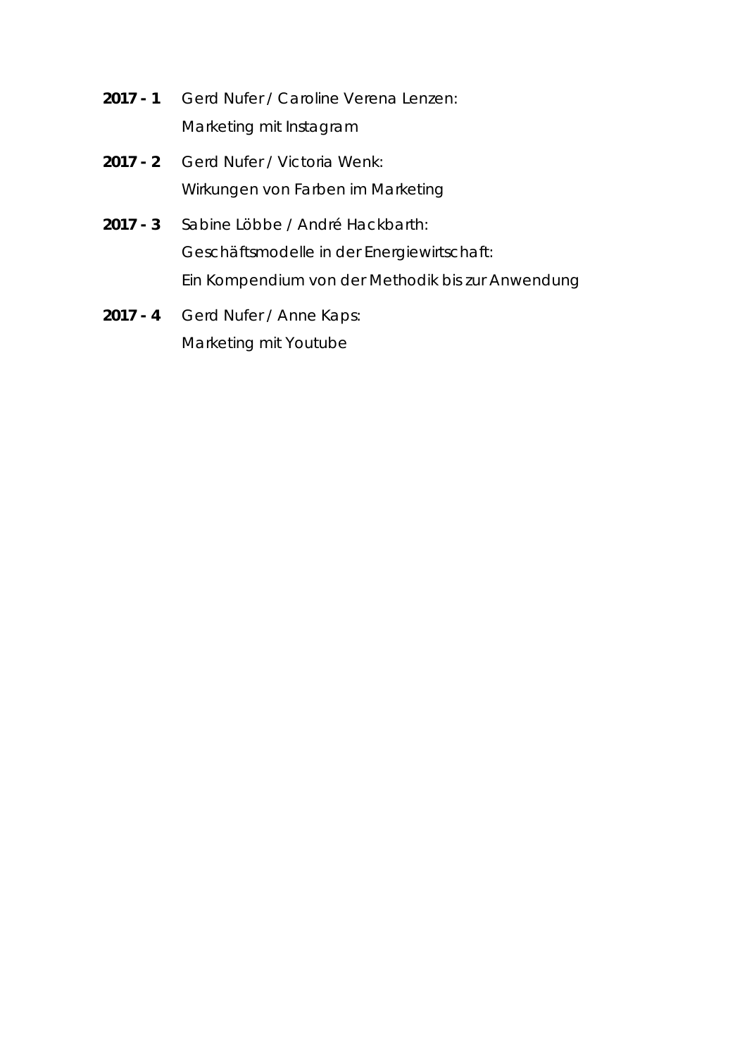**2017 - 1** Gerd Nufer / Caroline Verena Lenzen:
Marketing mit Instagram

**2017 - 2** Gerd Nufer / Victoria Wenk:
Wirkungen von Farben im Marketing

**2017 - 3** Sabine Löbbe / André Hackbarth:
Geschäftsmodelle in der Energiewirtschaft:
Ein Kompendium von der Methodik bis zur Anwendung

**2017 - 4** Gerd Nufer / Anne Kaps:
Marketing mit Youtube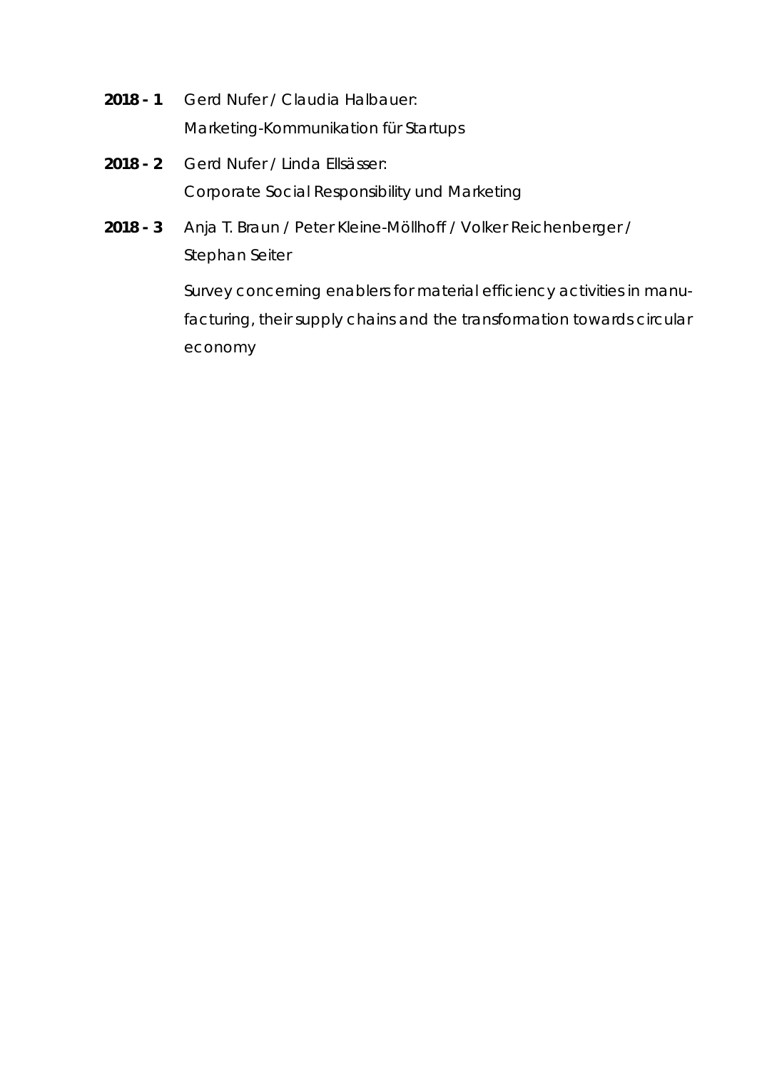**2018 - 1** Gerd Nufer / Claudia Halbauer:
Marketing-Kommunikation für Startups

**2018 - 2** Gerd Nufer / Linda Ellsässer:
Corporate Social Responsibility und Marketing

**2018 - 3** Anja T. Braun / Peter Kleine-Möllhoff / Volker Reichenberger / Stephan Seiter

Survey concerning enablers for material efficiency activities in manufacturing, their supply chains and the transformation towards circular economy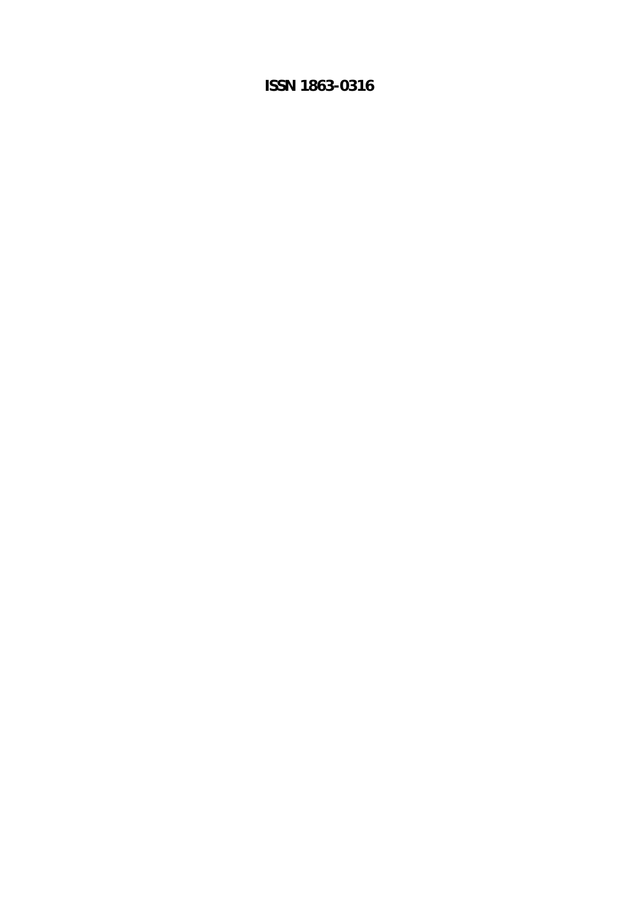**ISSN 1863-0316**